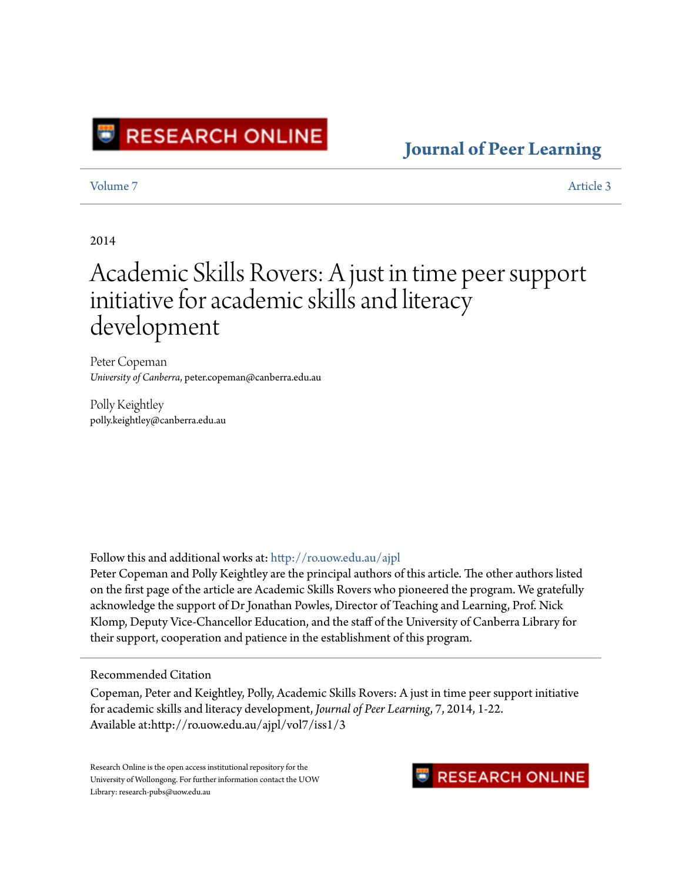RESEARCH ONLINE

**Journal of Peer Learning**

Volume 7 — Article 3

2014

# Academic Skills Rovers: A just in time peer support initiative for academic skills and literacy development

Peter Copeman
*University of Canberra*, peter.copeman@canberra.edu.au

Polly Keightley
polly.keightley@canberra.edu.au

Follow this and additional works at: http://ro.uow.edu.au/ajpl

Peter Copeman and Polly Keightley are the principal authors of this article. The other authors listed on the first page of the article are Academic Skills Rovers who pioneered the program. We gratefully acknowledge the support of Dr Jonathan Powles, Director of Teaching and Learning, Prof. Nick Klomp, Deputy Vice-Chancellor Education, and the staff of the University of Canberra Library for their support, cooperation and patience in the establishment of this program.

## Recommended Citation

Copeman, Peter and Keightley, Polly, Academic Skills Rovers: A just in time peer support initiative for academic skills and literacy development, *Journal of Peer Learning*, 7, 2014, 1-22.
Available at:http://ro.uow.edu.au/ajpl/vol7/iss1/3

Research Online is the open access institutional repository for the University of Wollongong. For further information contact the UOW Library: research-pubs@uow.edu.au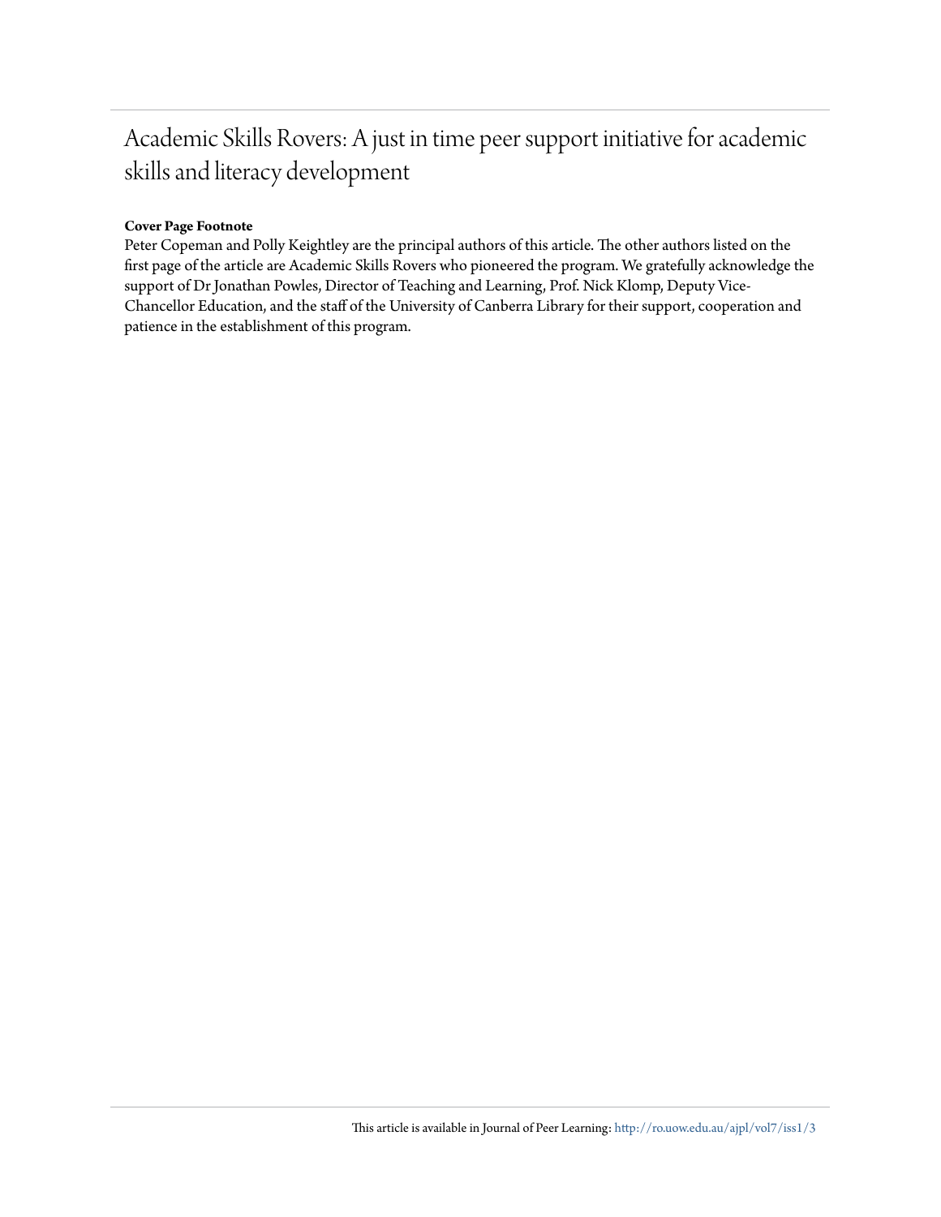# Academic Skills Rovers: A just in time peer support initiative for academic skills and literacy development

**Cover Page Footnote**

Peter Copeman and Polly Keightley are the principal authors of this article. The other authors listed on the first page of the article are Academic Skills Rovers who pioneered the program. We gratefully acknowledge the support of Dr Jonathan Powles, Director of Teaching and Learning, Prof. Nick Klomp, Deputy Vice-Chancellor Education, and the staff of the University of Canberra Library for their support, cooperation and patience in the establishment of this program.

This article is available in Journal of Peer Learning: http://ro.uow.edu.au/ajpl/vol7/iss1/3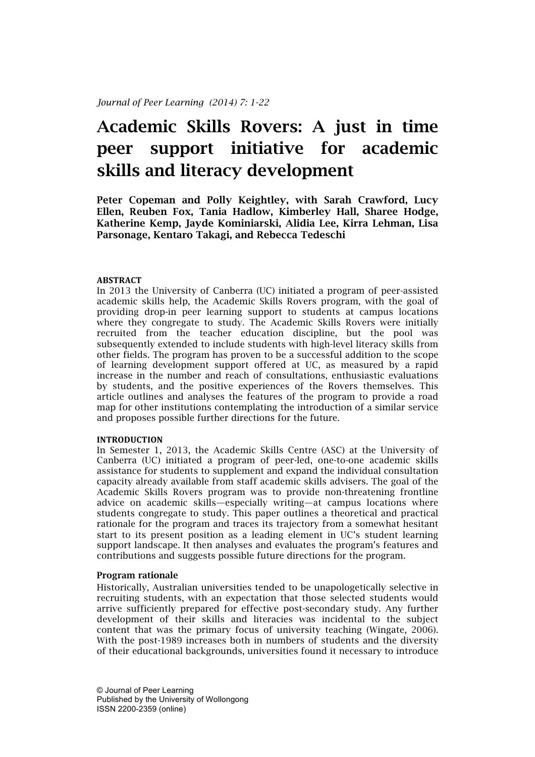# Academic Skills Rovers: A just in time peer support initiative for academic skills and literacy development

**Peter Copeman and Polly Keightley, with Sarah Crawford, Lucy Ellen, Reuben Fox, Tania Hadlow, Kimberley Hall, Sharee Hodge, Katherine Kemp, Jayde Kominiarski, Alidia Lee, Kirra Lehman, Lisa Parsonage, Kentaro Takagi, and Rebecca Tedeschi**

#### ABSTRACT

In 2013 the University of Canberra (UC) initiated a program of peer-assisted academic skills help, the Academic Skills Rovers program, with the goal of providing drop-in peer learning support to students at campus locations where they congregate to study. The Academic Skills Rovers were initially recruited from the teacher education discipline, but the pool was subsequently extended to include students with high-level literacy skills from other fields. The program has proven to be a successful addition to the scope of learning development support offered at UC, as measured by a rapid increase in the number and reach of consultations, enthusiastic evaluations by students, and the positive experiences of the Rovers themselves. This article outlines and analyses the features of the program to provide a road map for other institutions contemplating the introduction of a similar service and proposes possible further directions for the future.

#### INTRODUCTION

In Semester 1, 2013, the Academic Skills Centre (ASC) at the University of Canberra (UC) initiated a program of peer-led, one-to-one academic skills assistance for students to supplement and expand the individual consultation capacity already available from staff academic skills advisers. The goal of the Academic Skills Rovers program was to provide non-threatening frontline advice on academic skills—especially writing—at campus locations where students congregate to study. This paper outlines a theoretical and practical rationale for the program and traces its trajectory from a somewhat hesitant start to its present position as a leading element in UC's student learning support landscape. It then analyses and evaluates the program's features and contributions and suggests possible future directions for the program.

**Program rationale**

Historically, Australian universities tended to be unapologetically selective in recruiting students, with an expectation that those selected students would arrive sufficiently prepared for effective post-secondary study. Any further development of their skills and literacies was incidental to the subject content that was the primary focus of university teaching (Wingate, 2006). With the post-1989 increases both in numbers of students and the diversity of their educational backgrounds, universities found it necessary to introduce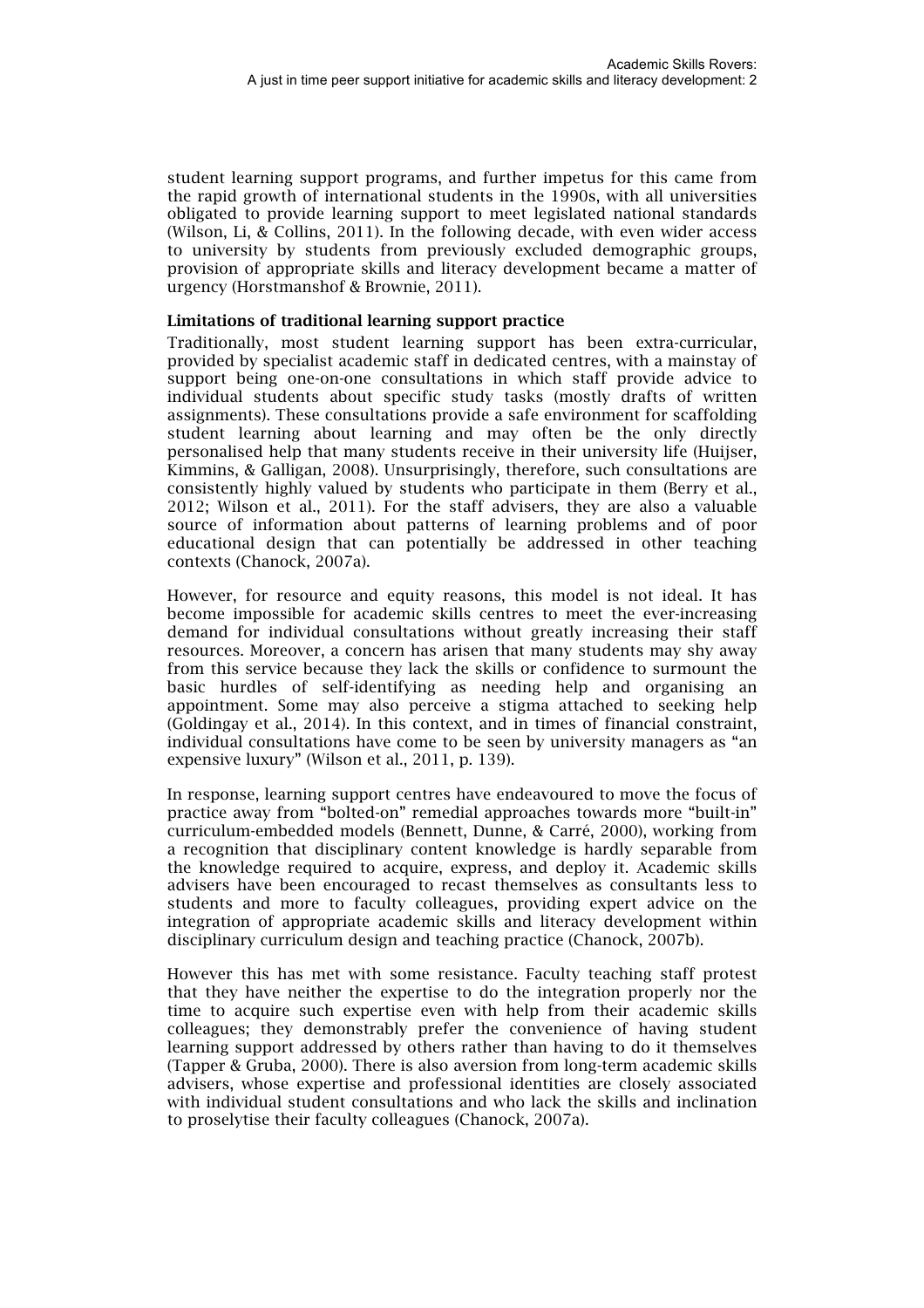student learning support programs, and further impetus for this came from the rapid growth of international students in the 1990s, with all universities obligated to provide learning support to meet legislated national standards (Wilson, Li, & Collins, 2011). In the following decade, with even wider access to university by students from previously excluded demographic groups, provision of appropriate skills and literacy development became a matter of urgency (Horstmanshof & Brownie, 2011).

**Limitations of traditional learning support practice**

Traditionally, most student learning support has been extra-curricular, provided by specialist academic staff in dedicated centres, with a mainstay of support being one-on-one consultations in which staff provide advice to individual students about specific study tasks (mostly drafts of written assignments). These consultations provide a safe environment for scaffolding student learning about learning and may often be the only directly personalised help that many students receive in their university life (Huijser, Kimmins, & Galligan, 2008). Unsurprisingly, therefore, such consultations are consistently highly valued by students who participate in them (Berry et al., 2012; Wilson et al., 2011). For the staff advisers, they are also a valuable source of information about patterns of learning problems and of poor educational design that can potentially be addressed in other teaching contexts (Chanock, 2007a).

However, for resource and equity reasons, this model is not ideal. It has become impossible for academic skills centres to meet the ever-increasing demand for individual consultations without greatly increasing their staff resources. Moreover, a concern has arisen that many students may shy away from this service because they lack the skills or confidence to surmount the basic hurdles of self-identifying as needing help and organising an appointment. Some may also perceive a stigma attached to seeking help (Goldingay et al., 2014). In this context, and in times of financial constraint, individual consultations have come to be seen by university managers as "an expensive luxury" (Wilson et al., 2011, p. 139).

In response, learning support centres have endeavoured to move the focus of practice away from "bolted-on" remedial approaches towards more "built-in" curriculum-embedded models (Bennett, Dunne, & Carré, 2000), working from a recognition that disciplinary content knowledge is hardly separable from the knowledge required to acquire, express, and deploy it. Academic skills advisers have been encouraged to recast themselves as consultants less to students and more to faculty colleagues, providing expert advice on the integration of appropriate academic skills and literacy development within disciplinary curriculum design and teaching practice (Chanock, 2007b).

However this has met with some resistance. Faculty teaching staff protest that they have neither the expertise to do the integration properly nor the time to acquire such expertise even with help from their academic skills colleagues; they demonstrably prefer the convenience of having student learning support addressed by others rather than having to do it themselves (Tapper & Gruba, 2000). There is also aversion from long-term academic skills advisers, whose expertise and professional identities are closely associated with individual student consultations and who lack the skills and inclination to proselytise their faculty colleagues (Chanock, 2007a).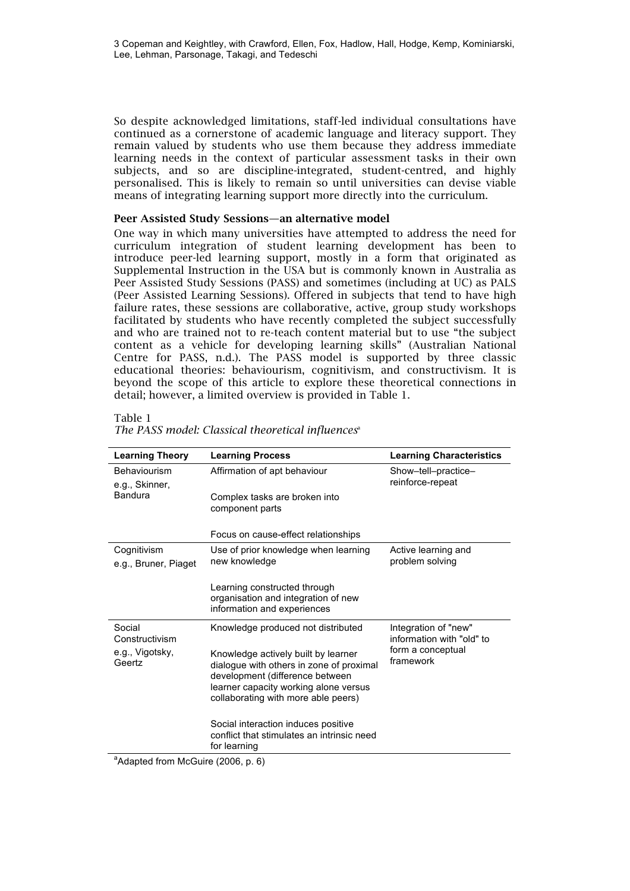So despite acknowledged limitations, staff-led individual consultations have continued as a cornerstone of academic language and literacy support. They remain valued by students who use them because they address immediate learning needs in the context of particular assessment tasks in their own subjects, and so are discipline-integrated, student-centred, and highly personalised. This is likely to remain so until universities can devise viable means of integrating learning support more directly into the curriculum.

### Peer Assisted Study Sessions—an alternative model

One way in which many universities have attempted to address the need for curriculum integration of student learning development has been to introduce peer-led learning support, mostly in a form that originated as Supplemental Instruction in the USA but is commonly known in Australia as Peer Assisted Study Sessions (PASS) and sometimes (including at UC) as PALS (Peer Assisted Learning Sessions). Offered in subjects that tend to have high failure rates, these sessions are collaborative, active, group study workshops facilitated by students who have recently completed the subject successfully and who are trained not to re-teach content material but to use "the subject content as a vehicle for developing learning skills" (Australian National Centre for PASS, n.d.). The PASS model is supported by three classic educational theories: behaviourism, cognitivism, and constructivism. It is beyond the scope of this article to explore these theoretical connections in detail; however, a limited overview is provided in Table 1.

Table 1
*The PASS model: Classical theoretical influences*[a]

| Learning Theory | Learning Process | Learning Characteristics |
|---|---|---|
| Behaviourism<br>e.g., Skinner, Bandura | Affirmation of apt behaviour<br><br>Complex tasks are broken into component parts<br><br>Focus on cause-effect relationships | Show–tell–practice–reinforce-repeat |
| Cognitivism<br>e.g., Bruner, Piaget | Use of prior knowledge when learning new knowledge<br><br>Learning constructed through organisation and integration of new information and experiences | Active learning and problem solving |
| Social Constructivism<br>e.g., Vigotsky, Geertz | Knowledge produced not distributed<br><br>Knowledge actively built by learner dialogue with others in zone of proximal development (difference between learner capacity working alone versus collaborating with more able peers)<br><br>Social interaction induces positive conflict that stimulates an intrinsic need for learning | Integration of "new" information with "old" to form a conceptual framework |

[a]Adapted from McGuire (2006, p. 6)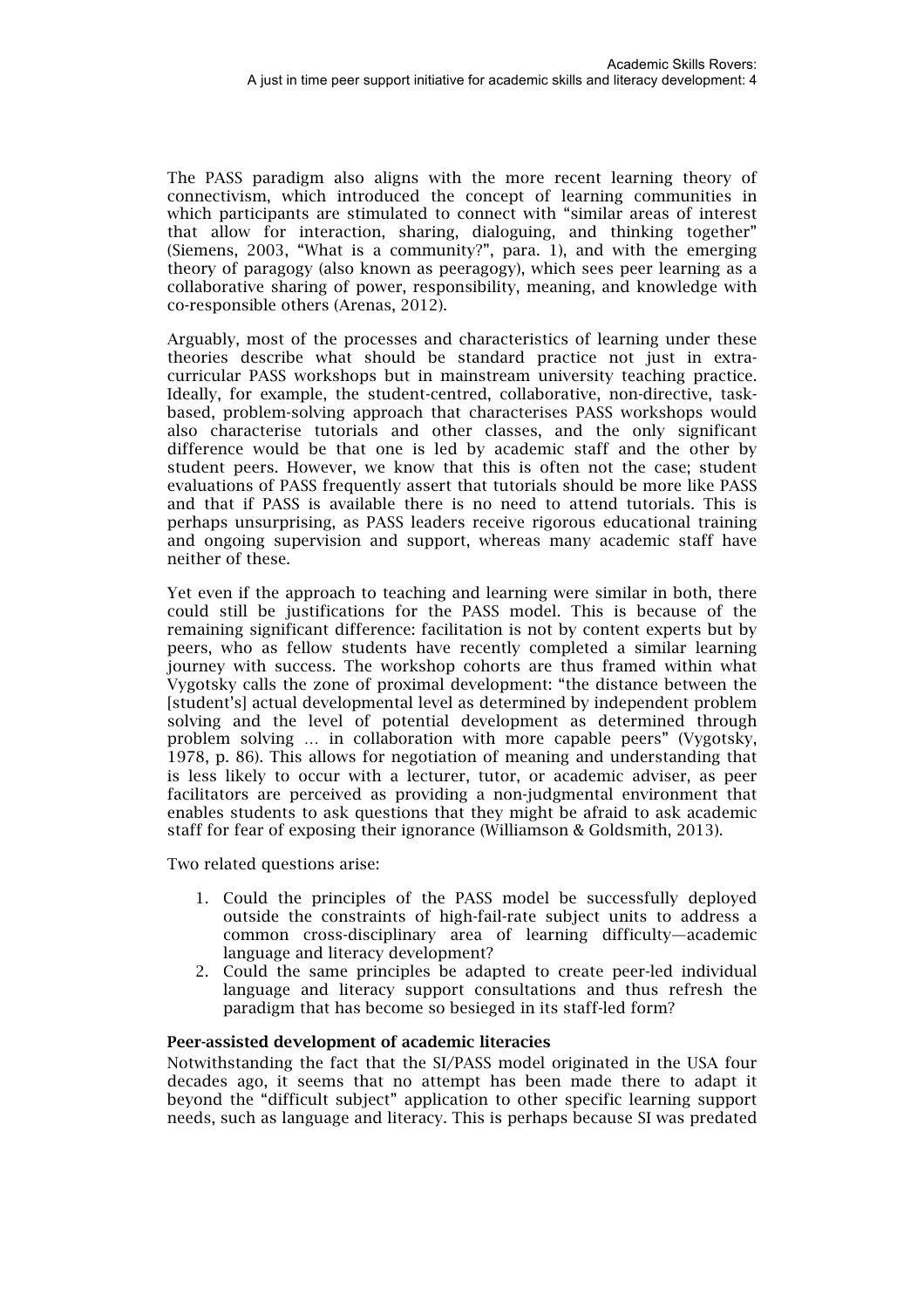The PASS paradigm also aligns with the more recent learning theory of connectivism, which introduced the concept of learning communities in which participants are stimulated to connect with "similar areas of interest that allow for interaction, sharing, dialoguing, and thinking together" (Siemens, 2003, "What is a community?", para. 1), and with the emerging theory of paragogy (also known as peeragogy), which sees peer learning as a collaborative sharing of power, responsibility, meaning, and knowledge with co-responsible others (Arenas, 2012).

Arguably, most of the processes and characteristics of learning under these theories describe what should be standard practice not just in extra-curricular PASS workshops but in mainstream university teaching practice. Ideally, for example, the student-centred, collaborative, non-directive, task-based, problem-solving approach that characterises PASS workshops would also characterise tutorials and other classes, and the only significant difference would be that one is led by academic staff and the other by student peers. However, we know that this is often not the case; student evaluations of PASS frequently assert that tutorials should be more like PASS and that if PASS is available there is no need to attend tutorials. This is perhaps unsurprising, as PASS leaders receive rigorous educational training and ongoing supervision and support, whereas many academic staff have neither of these.

Yet even if the approach to teaching and learning were similar in both, there could still be justifications for the PASS model. This is because of the remaining significant difference: facilitation is not by content experts but by peers, who as fellow students have recently completed a similar learning journey with success. The workshop cohorts are thus framed within what Vygotsky calls the zone of proximal development: "the distance between the [student's] actual developmental level as determined by independent problem solving and the level of potential development as determined through problem solving … in collaboration with more capable peers" (Vygotsky, 1978, p. 86). This allows for negotiation of meaning and understanding that is less likely to occur with a lecturer, tutor, or academic adviser, as peer facilitators are perceived as providing a non-judgmental environment that enables students to ask questions that they might be afraid to ask academic staff for fear of exposing their ignorance (Williamson & Goldsmith, 2013).

Two related questions arise:

1. Could the principles of the PASS model be successfully deployed outside the constraints of high-fail-rate subject units to address a common cross-disciplinary area of learning difficulty—academic language and literacy development?
2. Could the same principles be adapted to create peer-led individual language and literacy support consultations and thus refresh the paradigm that has become so besieged in its staff-led form?

### Peer-assisted development of academic literacies

Notwithstanding the fact that the SI/PASS model originated in the USA four decades ago, it seems that no attempt has been made there to adapt it beyond the "difficult subject" application to other specific learning support needs, such as language and literacy. This is perhaps because SI was predated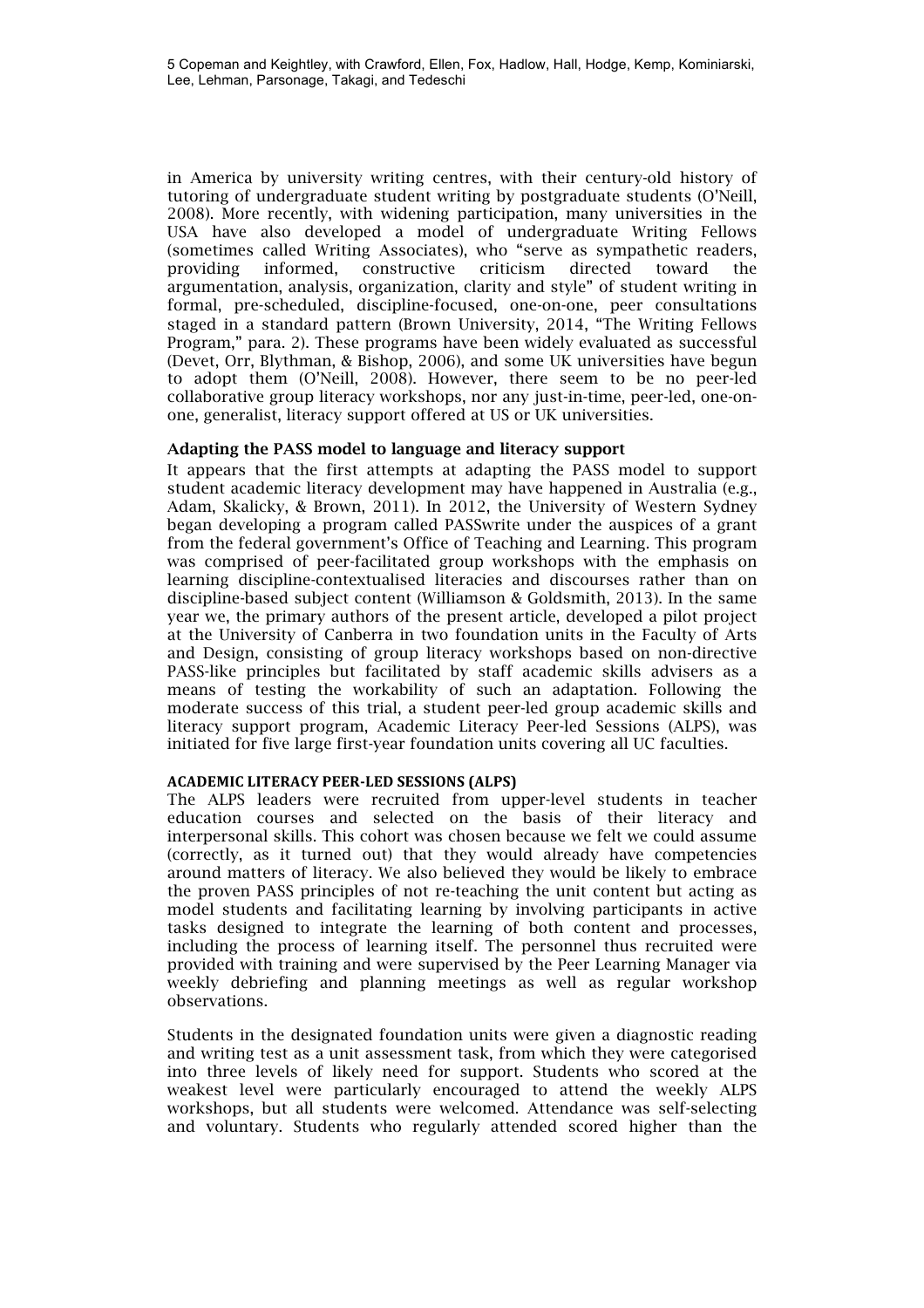in America by university writing centres, with their century-old history of tutoring of undergraduate student writing by postgraduate students (O'Neill, 2008). More recently, with widening participation, many universities in the USA have also developed a model of undergraduate Writing Fellows (sometimes called Writing Associates), who "serve as sympathetic readers, providing informed, constructive criticism directed toward the argumentation, analysis, organization, clarity and style" of student writing in formal, pre-scheduled, discipline-focused, one-on-one, peer consultations staged in a standard pattern (Brown University, 2014, "The Writing Fellows Program," para. 2). These programs have been widely evaluated as successful (Devet, Orr, Blythman, & Bishop, 2006), and some UK universities have begun to adopt them (O'Neill, 2008). However, there seem to be no peer-led collaborative group literacy workshops, nor any just-in-time, peer-led, one-on-one, generalist, literacy support offered at US or UK universities.

### Adapting the PASS model to language and literacy support

It appears that the first attempts at adapting the PASS model to support student academic literacy development may have happened in Australia (e.g., Adam, Skalicky, & Brown, 2011). In 2012, the University of Western Sydney began developing a program called PASSwrite under the auspices of a grant from the federal government's Office of Teaching and Learning. This program was comprised of peer-facilitated group workshops with the emphasis on learning discipline-contextualised literacies and discourses rather than on discipline-based subject content (Williamson & Goldsmith, 2013). In the same year we, the primary authors of the present article, developed a pilot project at the University of Canberra in two foundation units in the Faculty of Arts and Design, consisting of group literacy workshops based on non-directive PASS-like principles but facilitated by staff academic skills advisers as a means of testing the workability of such an adaptation. Following the moderate success of this trial, a student peer-led group academic skills and literacy support program, Academic Literacy Peer-led Sessions (ALPS), was initiated for five large first-year foundation units covering all UC faculties.

#### ACADEMIC LITERACY PEER-LED SESSIONS (ALPS)

The ALPS leaders were recruited from upper-level students in teacher education courses and selected on the basis of their literacy and interpersonal skills. This cohort was chosen because we felt we could assume (correctly, as it turned out) that they would already have competencies around matters of literacy. We also believed they would be likely to embrace the proven PASS principles of not re-teaching the unit content but acting as model students and facilitating learning by involving participants in active tasks designed to integrate the learning of both content and processes, including the process of learning itself. The personnel thus recruited were provided with training and were supervised by the Peer Learning Manager via weekly debriefing and planning meetings as well as regular workshop observations.

Students in the designated foundation units were given a diagnostic reading and writing test as a unit assessment task, from which they were categorised into three levels of likely need for support. Students who scored at the weakest level were particularly encouraged to attend the weekly ALPS workshops, but all students were welcomed. Attendance was self-selecting and voluntary. Students who regularly attended scored higher than the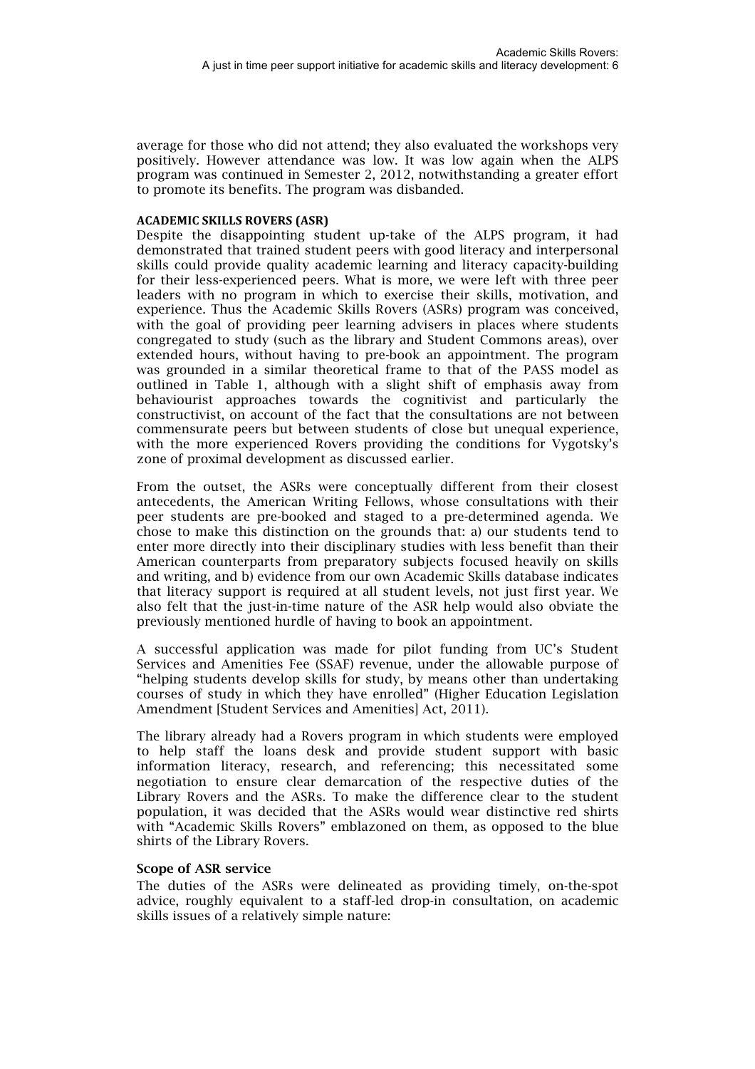average for those who did not attend; they also evaluated the workshops very positively. However attendance was low. It was low again when the ALPS program was continued in Semester 2, 2012, notwithstanding a greater effort to promote its benefits. The program was disbanded.

### ACADEMIC SKILLS ROVERS (ASR)

Despite the disappointing student up-take of the ALPS program, it had demonstrated that trained student peers with good literacy and interpersonal skills could provide quality academic learning and literacy capacity-building for their less-experienced peers. What is more, we were left with three peer leaders with no program in which to exercise their skills, motivation, and experience. Thus the Academic Skills Rovers (ASRs) program was conceived, with the goal of providing peer learning advisers in places where students congregated to study (such as the library and Student Commons areas), over extended hours, without having to pre-book an appointment. The program was grounded in a similar theoretical frame to that of the PASS model as outlined in Table 1, although with a slight shift of emphasis away from behaviourist approaches towards the cognitivist and particularly the constructivist, on account of the fact that the consultations are not between commensurate peers but between students of close but unequal experience, with the more experienced Rovers providing the conditions for Vygotsky's zone of proximal development as discussed earlier.

From the outset, the ASRs were conceptually different from their closest antecedents, the American Writing Fellows, whose consultations with their peer students are pre-booked and staged to a pre-determined agenda. We chose to make this distinction on the grounds that: a) our students tend to enter more directly into their disciplinary studies with less benefit than their American counterparts from preparatory subjects focused heavily on skills and writing, and b) evidence from our own Academic Skills database indicates that literacy support is required at all student levels, not just first year. We also felt that the just-in-time nature of the ASR help would also obviate the previously mentioned hurdle of having to book an appointment.

A successful application was made for pilot funding from UC's Student Services and Amenities Fee (SSAF) revenue, under the allowable purpose of "helping students develop skills for study, by means other than undertaking courses of study in which they have enrolled" (Higher Education Legislation Amendment [Student Services and Amenities] Act, 2011).

The library already had a Rovers program in which students were employed to help staff the loans desk and provide student support with basic information literacy, research, and referencing; this necessitated some negotiation to ensure clear demarcation of the respective duties of the Library Rovers and the ASRs. To make the difference clear to the student population, it was decided that the ASRs would wear distinctive red shirts with "Academic Skills Rovers" emblazoned on them, as opposed to the blue shirts of the Library Rovers.

#### Scope of ASR service

The duties of the ASRs were delineated as providing timely, on-the-spot advice, roughly equivalent to a staff-led drop-in consultation, on academic skills issues of a relatively simple nature: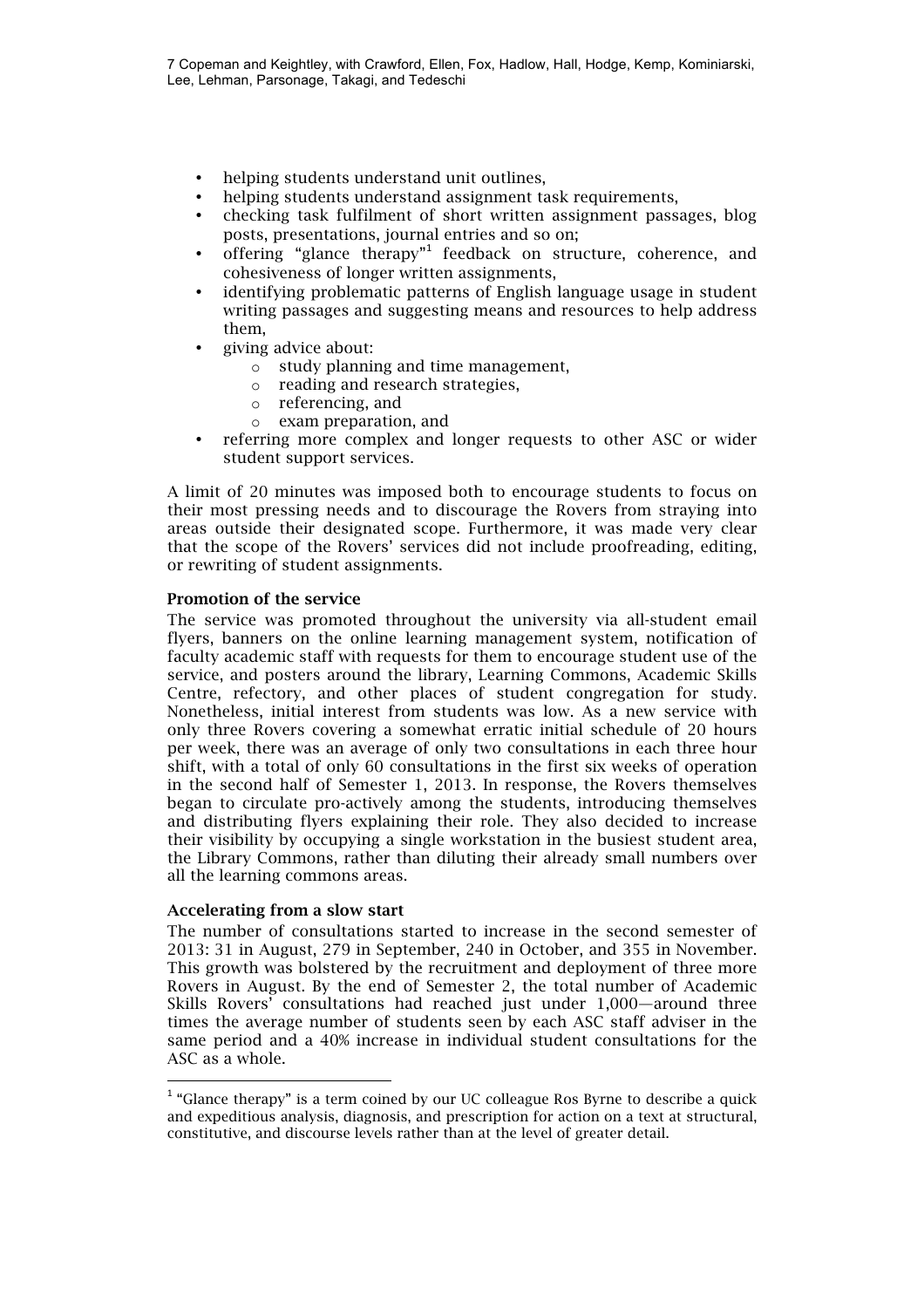- helping students understand unit outlines,
- helping students understand assignment task requirements,
- checking task fulfilment of short written assignment passages, blog posts, presentations, journal entries and so on;
- offering "glance therapy"[1] feedback on structure, coherence, and cohesiveness of longer written assignments,
- identifying problematic patterns of English language usage in student writing passages and suggesting means and resources to help address them,
- giving advice about:
  - study planning and time management,
  - reading and research strategies,
  - referencing, and
  - exam preparation, and
- referring more complex and longer requests to other ASC or wider student support services.

A limit of 20 minutes was imposed both to encourage students to focus on their most pressing needs and to discourage the Rovers from straying into areas outside their designated scope. Furthermore, it was made very clear that the scope of the Rovers' services did not include proofreading, editing, or rewriting of student assignments.

### Promotion of the service

The service was promoted throughout the university via all-student email flyers, banners on the online learning management system, notification of faculty academic staff with requests for them to encourage student use of the service, and posters around the library, Learning Commons, Academic Skills Centre, refectory, and other places of student congregation for study. Nonetheless, initial interest from students was low. As a new service with only three Rovers covering a somewhat erratic initial schedule of 20 hours per week, there was an average of only two consultations in each three hour shift, with a total of only 60 consultations in the first six weeks of operation in the second half of Semester 1, 2013. In response, the Rovers themselves began to circulate pro-actively among the students, introducing themselves and distributing flyers explaining their role. They also decided to increase their visibility by occupying a single workstation in the busiest student area, the Library Commons, rather than diluting their already small numbers over all the learning commons areas.

### Accelerating from a slow start

The number of consultations started to increase in the second semester of 2013: 31 in August, 279 in September, 240 in October, and 355 in November. This growth was bolstered by the recruitment and deployment of three more Rovers in August. By the end of Semester 2, the total number of Academic Skills Rovers' consultations had reached just under 1,000—around three times the average number of students seen by each ASC staff adviser in the same period and a 40% increase in individual student consultations for the ASC as a whole.

---

[1] "Glance therapy" is a term coined by our UC colleague Ros Byrne to describe a quick and expeditious analysis, diagnosis, and prescription for action on a text at structural, constitutive, and discourse levels rather than at the level of greater detail.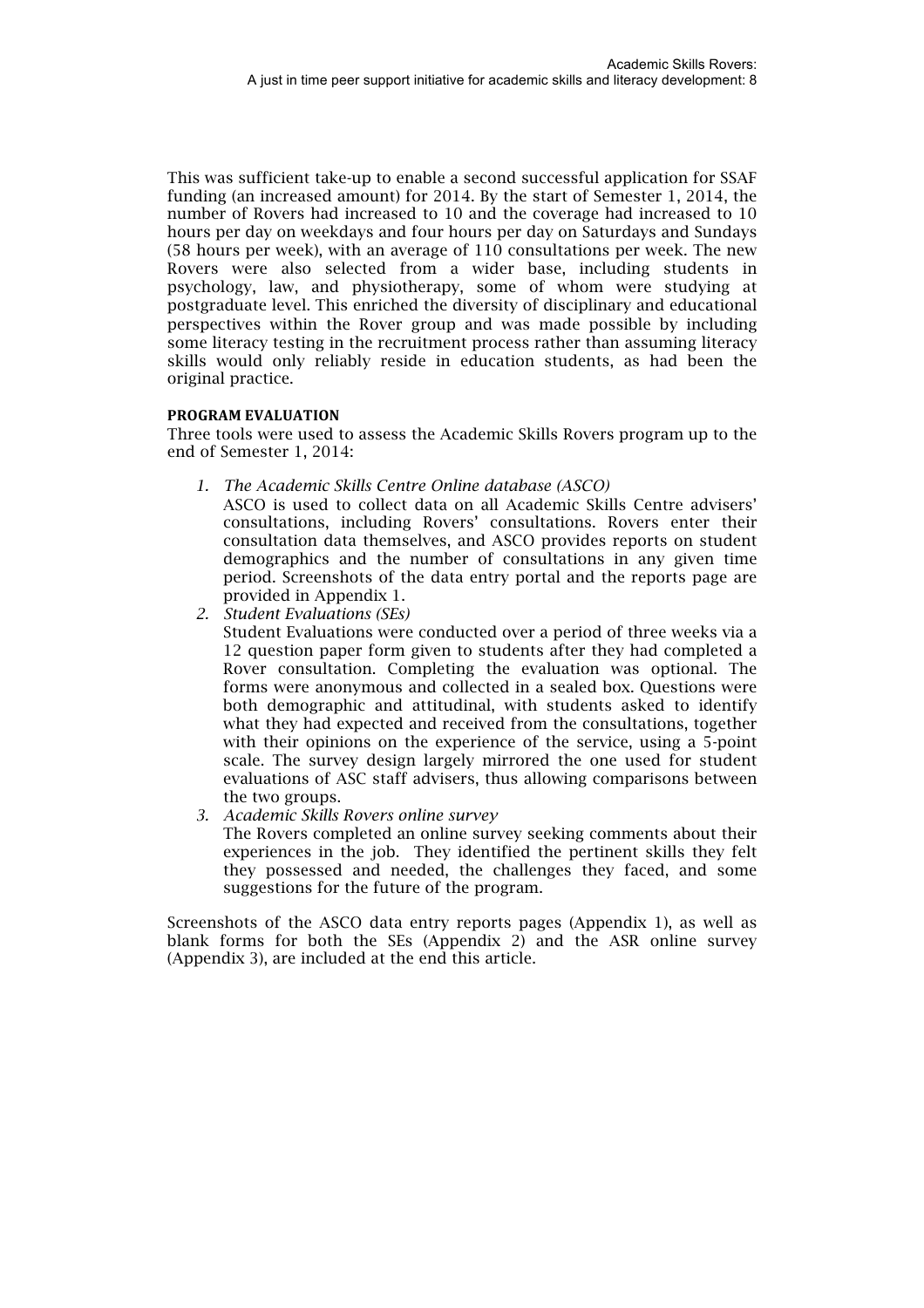This was sufficient take-up to enable a second successful application for SSAF funding (an increased amount) for 2014. By the start of Semester 1, 2014, the number of Rovers had increased to 10 and the coverage had increased to 10 hours per day on weekdays and four hours per day on Saturdays and Sundays (58 hours per week), with an average of 110 consultations per week. The new Rovers were also selected from a wider base, including students in psychology, law, and physiotherapy, some of whom were studying at postgraduate level. This enriched the diversity of disciplinary and educational perspectives within the Rover group and was made possible by including some literacy testing in the recruitment process rather than assuming literacy skills would only reliably reside in education students, as had been the original practice.

#### PROGRAM EVALUATION

Three tools were used to assess the Academic Skills Rovers program up to the end of Semester 1, 2014:

1. *The Academic Skills Centre Online database (ASCO)*
   ASCO is used to collect data on all Academic Skills Centre advisers' consultations, including Rovers' consultations. Rovers enter their consultation data themselves, and ASCO provides reports on student demographics and the number of consultations in any given time period. Screenshots of the data entry portal and the reports page are provided in Appendix 1.
2. *Student Evaluations (SEs)*
   Student Evaluations were conducted over a period of three weeks via a 12 question paper form given to students after they had completed a Rover consultation. Completing the evaluation was optional. The forms were anonymous and collected in a sealed box. Questions were both demographic and attitudinal, with students asked to identify what they had expected and received from the consultations, together with their opinions on the experience of the service, using a 5-point scale. The survey design largely mirrored the one used for student evaluations of ASC staff advisers, thus allowing comparisons between the two groups.
3. *Academic Skills Rovers online survey*
   The Rovers completed an online survey seeking comments about their experiences in the job. They identified the pertinent skills they felt they possessed and needed, the challenges they faced, and some suggestions for the future of the program.

Screenshots of the ASCO data entry reports pages (Appendix 1), as well as blank forms for both the SEs (Appendix 2) and the ASR online survey (Appendix 3), are included at the end this article.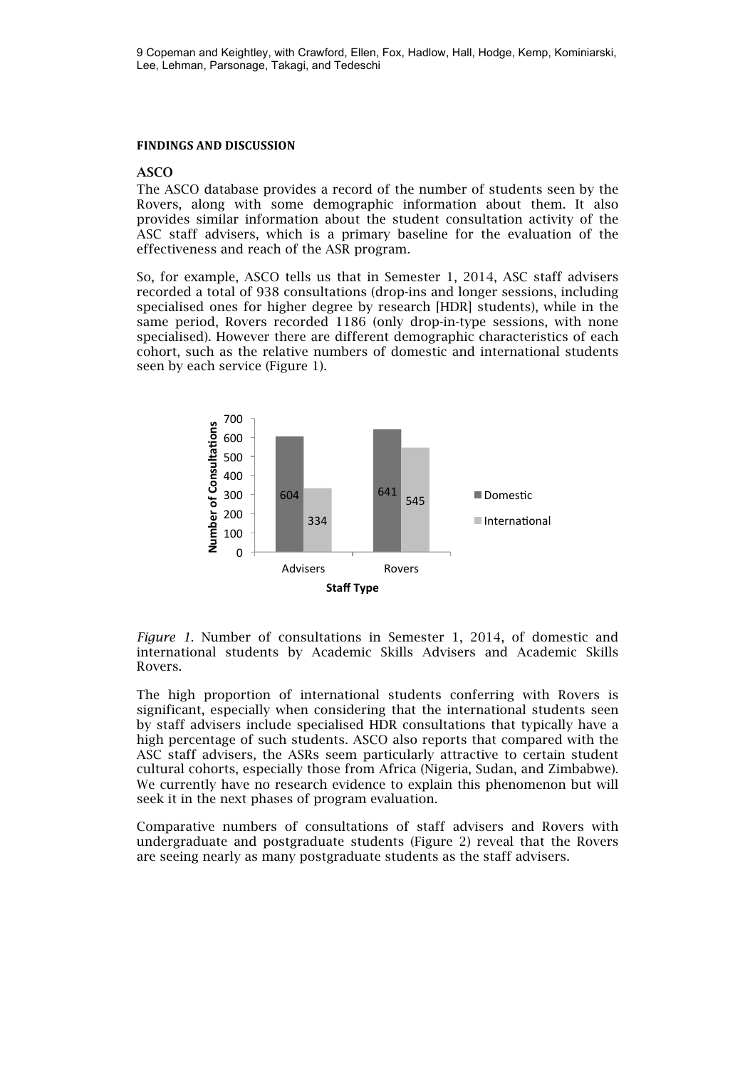## FINDINGS AND DISCUSSION

### ASCO

The ASCO database provides a record of the number of students seen by the Rovers, along with some demographic information about them. It also provides similar information about the student consultation activity of the ASC staff advisers, which is a primary baseline for the evaluation of the effectiveness and reach of the ASR program.

So, for example, ASCO tells us that in Semester 1, 2014, ASC staff advisers recorded a total of 938 consultations (drop-ins and longer sessions, including specialised ones for higher degree by research [HDR] students), while in the same period, Rovers recorded 1186 (only drop-in-type sessions, with none specialised). However there are different demographic characteristics of each cohort, such as the relative numbers of domestic and international students seen by each service (Figure 1).

| Staff Type | Domestic | International |
|---|---|---|
| Advisers | 604 | 334 |
| Rovers | 641 | 545 |

*Figure 1.* Number of consultations in Semester 1, 2014, of domestic and international students by Academic Skills Advisers and Academic Skills Rovers.

The high proportion of international students conferring with Rovers is significant, especially when considering that the international students seen by staff advisers include specialised HDR consultations that typically have a high percentage of such students. ASCO also reports that compared with the ASC staff advisers, the ASRs seem particularly attractive to certain student cultural cohorts, especially those from Africa (Nigeria, Sudan, and Zimbabwe). We currently have no research evidence to explain this phenomenon but will seek it in the next phases of program evaluation.

Comparative numbers of consultations of staff advisers and Rovers with undergraduate and postgraduate students (Figure 2) reveal that the Rovers are seeing nearly as many postgraduate students as the staff advisers.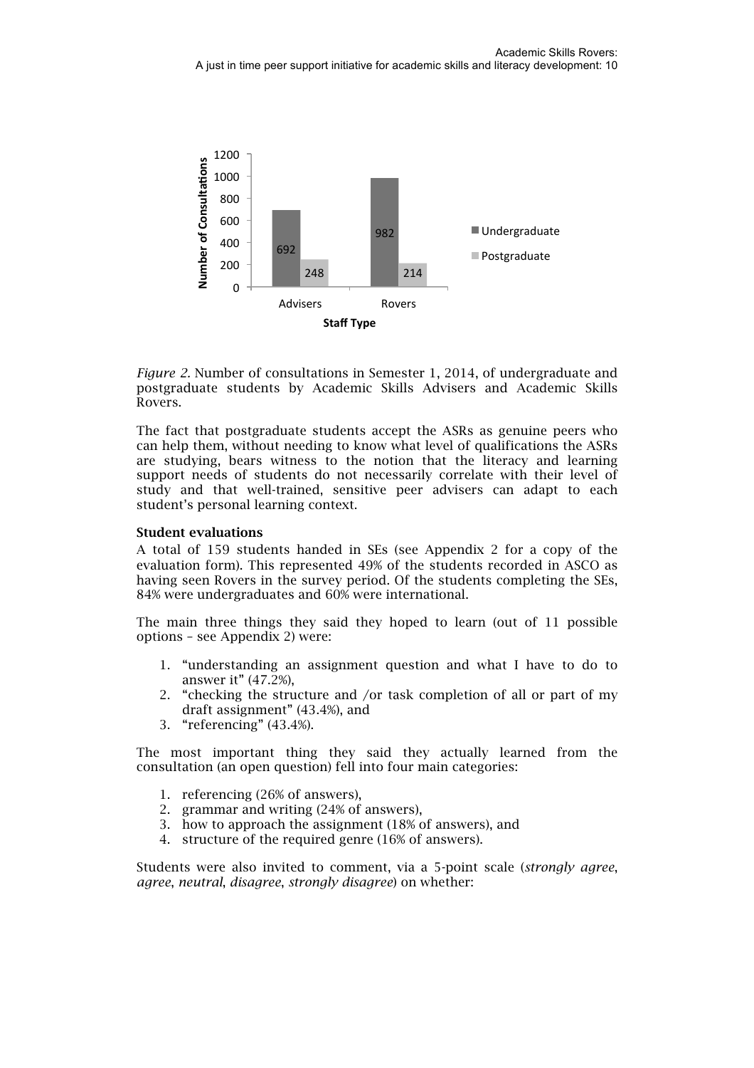*Figure 2.* Number of consultations in Semester 1, 2014, of undergraduate and postgraduate students by Academic Skills Advisers and Academic Skills Rovers.

The fact that postgraduate students accept the ASRs as genuine peers who can help them, without needing to know what level of qualifications the ASRs are studying, bears witness to the notion that the literacy and learning support needs of students do not necessarily correlate with their level of study and that well-trained, sensitive peer advisers can adapt to each student's personal learning context.

**Student evaluations**

A total of 159 students handed in SEs (see Appendix 2 for a copy of the evaluation form). This represented 49% of the students recorded in ASCO as having seen Rovers in the survey period. Of the students completing the SEs, 84% were undergraduates and 60% were international.

The main three things they said they hoped to learn (out of 11 possible options – see Appendix 2) were:

1. "understanding an assignment question and what I have to do to answer it" (47.2%),
2. "checking the structure and /or task completion of all or part of my draft assignment" (43.4%), and
3. "referencing" (43.4%).

The most important thing they said they actually learned from the consultation (an open question) fell into four main categories:

1. referencing (26% of answers),
2. grammar and writing (24% of answers),
3. how to approach the assignment (18% of answers), and
4. structure of the required genre (16% of answers).

Students were also invited to comment, via a 5-point scale (*strongly agree*, *agree*, *neutral*, *disagree*, *strongly disagree*) on whether: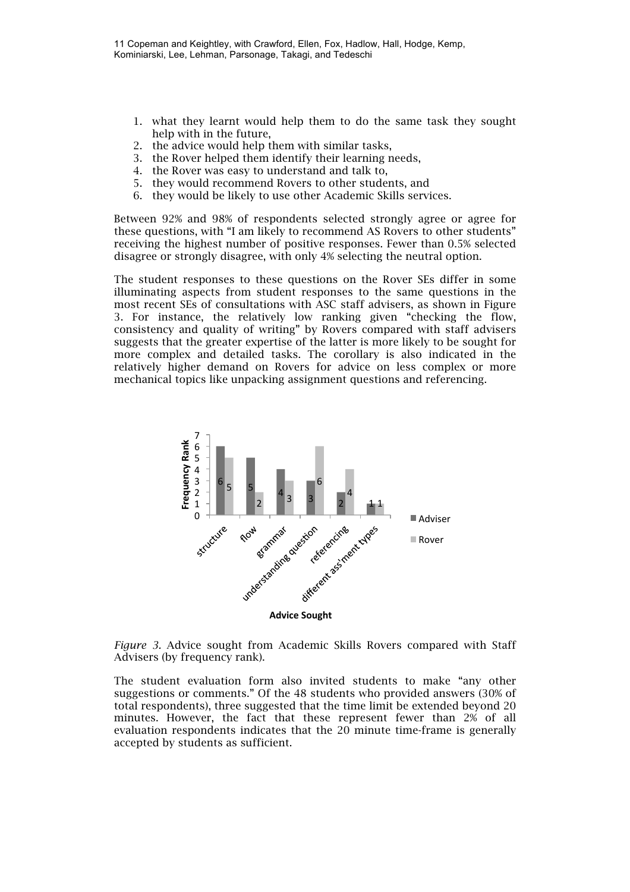1. what they learnt would help them to do the same task they sought help with in the future,
2. the advice would help them with similar tasks,
3. the Rover helped them identify their learning needs,
4. the Rover was easy to understand and talk to,
5. they would recommend Rovers to other students, and
6. they would be likely to use other Academic Skills services.

Between 92% and 98% of respondents selected strongly agree or agree for these questions, with "I am likely to recommend AS Rovers to other students" receiving the highest number of positive responses. Fewer than 0.5% selected disagree or strongly disagree, with only 4% selecting the neutral option.

The student responses to these questions on the Rover SEs differ in some illuminating aspects from student responses to the same questions in the most recent SEs of consultations with ASC staff advisers, as shown in Figure 3. For instance, the relatively low ranking given "checking the flow, consistency and quality of writing" by Rovers compared with staff advisers suggests that the greater expertise of the latter is more likely to be sought for more complex and detailed tasks. The corollary is also indicated in the relatively higher demand on Rovers for advice on less complex or more mechanical topics like unpacking assignment questions and referencing.

| Advice Sought | Adviser (Frequency Rank) | Rover (Frequency Rank) |
| --- | --- | --- |
| structure | 6 | 5 |
| flow | 5 | 2 |
| grammar | 4 | 3 |
| understanding question | 3 | 6 |
| referencing | 2 | 4 |
| different ass'ment types | 1 | 1 |

*Figure 3.* Advice sought from Academic Skills Rovers compared with Staff Advisers (by frequency rank).

The student evaluation form also invited students to make "any other suggestions or comments." Of the 48 students who provided answers (30% of total respondents), three suggested that the time limit be extended beyond 20 minutes. However, the fact that these represent fewer than 2% of all evaluation respondents indicates that the 20 minute time-frame is generally accepted by students as sufficient.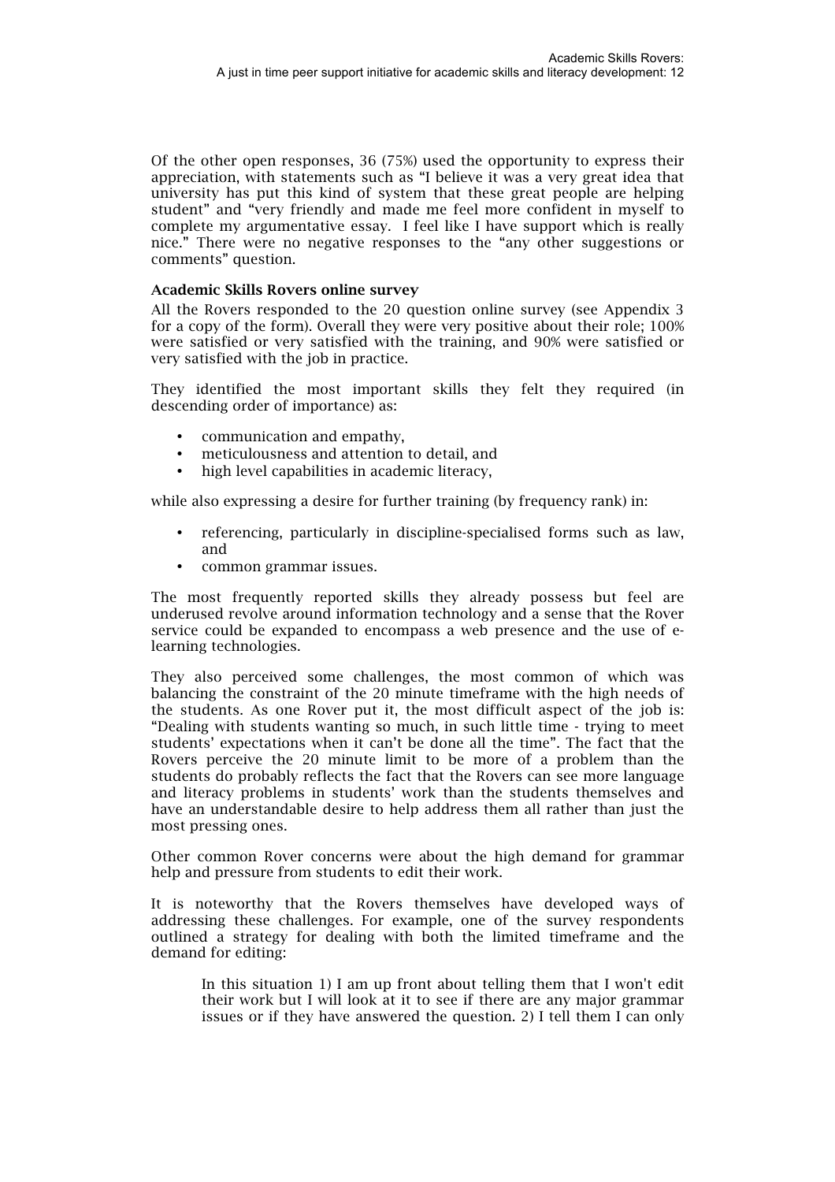Of the other open responses, 36 (75%) used the opportunity to express their appreciation, with statements such as "I believe it was a very great idea that university has put this kind of system that these great people are helping student" and "very friendly and made me feel more confident in myself to complete my argumentative essay. I feel like I have support which is really nice." There were no negative responses to the "any other suggestions or comments" question.

### Academic Skills Rovers online survey

All the Rovers responded to the 20 question online survey (see Appendix 3 for a copy of the form). Overall they were very positive about their role; 100% were satisfied or very satisfied with the training, and 90% were satisfied or very satisfied with the job in practice.

They identified the most important skills they felt they required (in descending order of importance) as:

- communication and empathy,
- meticulousness and attention to detail, and
- high level capabilities in academic literacy,

while also expressing a desire for further training (by frequency rank) in:

- referencing, particularly in discipline-specialised forms such as law, and
- common grammar issues.

The most frequently reported skills they already possess but feel are underused revolve around information technology and a sense that the Rover service could be expanded to encompass a web presence and the use of e-learning technologies.

They also perceived some challenges, the most common of which was balancing the constraint of the 20 minute timeframe with the high needs of the students. As one Rover put it, the most difficult aspect of the job is: "Dealing with students wanting so much, in such little time - trying to meet students' expectations when it can't be done all the time". The fact that the Rovers perceive the 20 minute limit to be more of a problem than the students do probably reflects the fact that the Rovers can see more language and literacy problems in students' work than the students themselves and have an understandable desire to help address them all rather than just the most pressing ones.

Other common Rover concerns were about the high demand for grammar help and pressure from students to edit their work.

It is noteworthy that the Rovers themselves have developed ways of addressing these challenges. For example, one of the survey respondents outlined a strategy for dealing with both the limited timeframe and the demand for editing:

> In this situation 1) I am up front about telling them that I won't edit their work but I will look at it to see if there are any major grammar issues or if they have answered the question. 2) I tell them I can only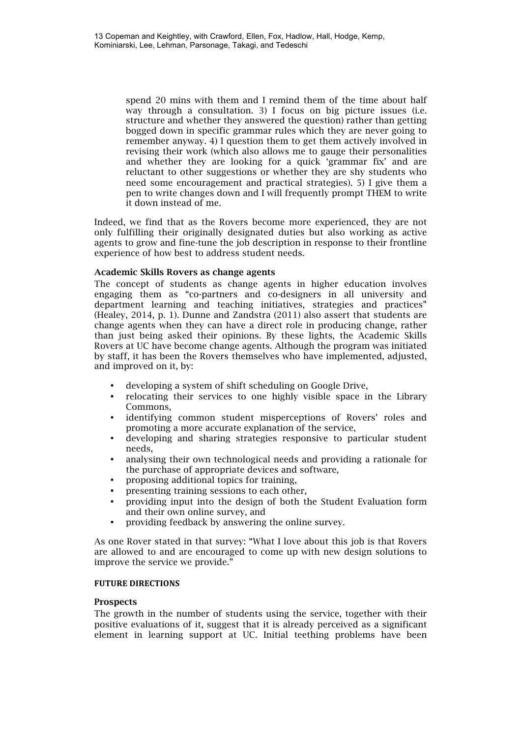> spend 20 mins with them and I remind them of the time about half way through a consultation. 3) I focus on big picture issues (i.e. structure and whether they answered the question) rather than getting bogged down in specific grammar rules which they are never going to remember anyway. 4) I question them to get them actively involved in revising their work (which also allows me to gauge their personalities and whether they are looking for a quick 'grammar fix' and are reluctant to other suggestions or whether they are shy students who need some encouragement and practical strategies). 5) I give them a pen to write changes down and I will frequently prompt THEM to write it down instead of me.

Indeed, we find that as the Rovers become more experienced, they are not only fulfilling their originally designated duties but also working as active agents to grow and fine-tune the job description in response to their frontline experience of how best to address student needs.

### Academic Skills Rovers as change agents

The concept of students as change agents in higher education involves engaging them as "co-partners and co-designers in all university and department learning and teaching initiatives, strategies and practices" (Healey, 2014, p. 1). Dunne and Zandstra (2011) also assert that students are change agents when they can have a direct role in producing change, rather than just being asked their opinions. By these lights, the Academic Skills Rovers at UC have become change agents. Although the program was initiated by staff, it has been the Rovers themselves who have implemented, adjusted, and improved on it, by:

- developing a system of shift scheduling on Google Drive,
- relocating their services to one highly visible space in the Library Commons,
- identifying common student misperceptions of Rovers' roles and promoting a more accurate explanation of the service,
- developing and sharing strategies responsive to particular student needs,
- analysing their own technological needs and providing a rationale for the purchase of appropriate devices and software,
- proposing additional topics for training,
- presenting training sessions to each other,
- providing input into the design of both the Student Evaluation form and their own online survey, and
- providing feedback by answering the online survey.

As one Rover stated in that survey: "What I love about this job is that Rovers are allowed to and are encouraged to come up with new design solutions to improve the service we provide."

## FUTURE DIRECTIONS

### Prospects

The growth in the number of students using the service, together with their positive evaluations of it, suggest that it is already perceived as a significant element in learning support at UC. Initial teething problems have been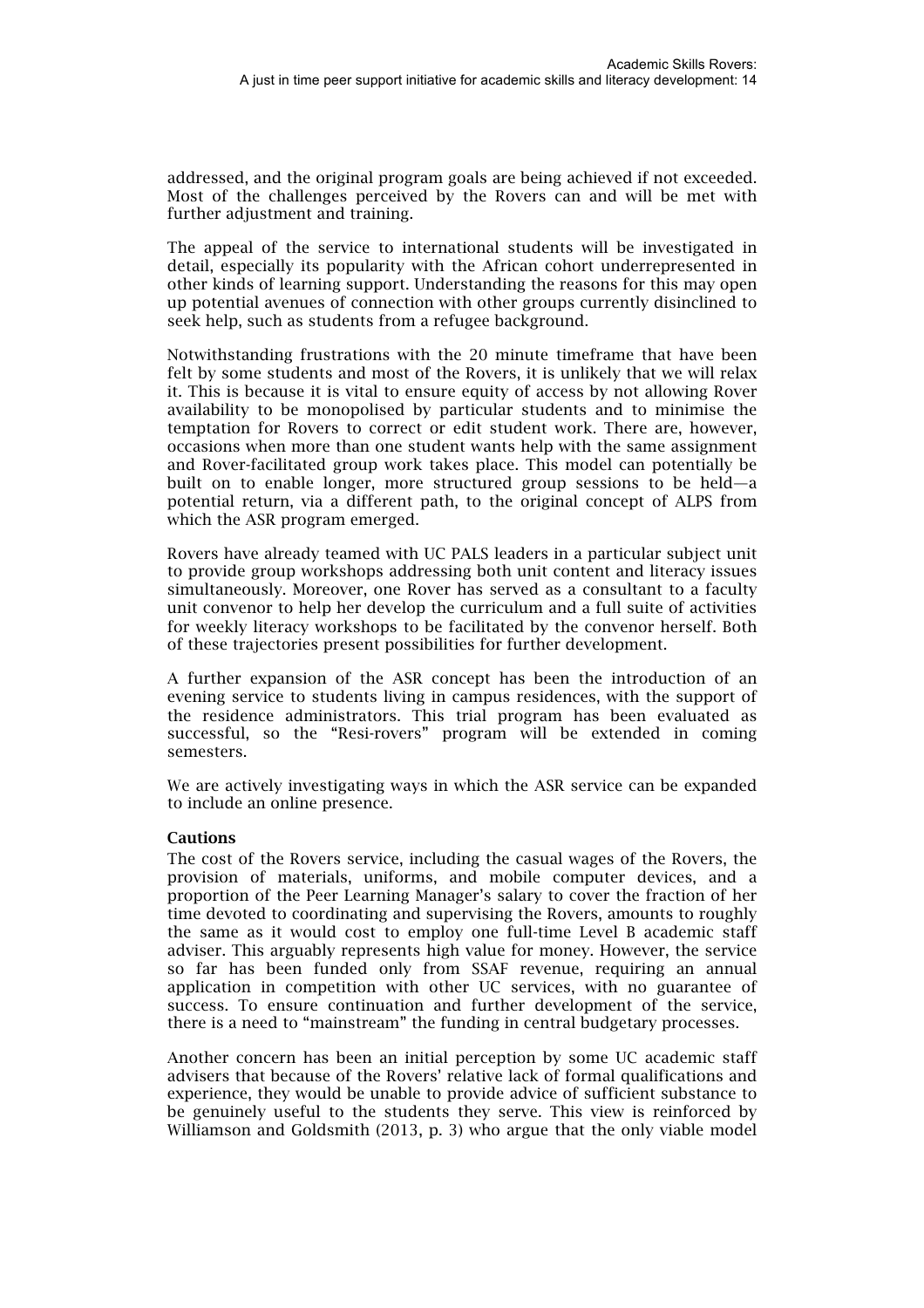addressed, and the original program goals are being achieved if not exceeded. Most of the challenges perceived by the Rovers can and will be met with further adjustment and training.

The appeal of the service to international students will be investigated in detail, especially its popularity with the African cohort underrepresented in other kinds of learning support. Understanding the reasons for this may open up potential avenues of connection with other groups currently disinclined to seek help, such as students from a refugee background.

Notwithstanding frustrations with the 20 minute timeframe that have been felt by some students and most of the Rovers, it is unlikely that we will relax it. This is because it is vital to ensure equity of access by not allowing Rover availability to be monopolised by particular students and to minimise the temptation for Rovers to correct or edit student work. There are, however, occasions when more than one student wants help with the same assignment and Rover-facilitated group work takes place. This model can potentially be built on to enable longer, more structured group sessions to be held—a potential return, via a different path, to the original concept of ALPS from which the ASR program emerged.

Rovers have already teamed with UC PALS leaders in a particular subject unit to provide group workshops addressing both unit content and literacy issues simultaneously. Moreover, one Rover has served as a consultant to a faculty unit convenor to help her develop the curriculum and a full suite of activities for weekly literacy workshops to be facilitated by the convenor herself. Both of these trajectories present possibilities for further development.

A further expansion of the ASR concept has been the introduction of an evening service to students living in campus residences, with the support of the residence administrators. This trial program has been evaluated as successful, so the "Resi-rovers" program will be extended in coming semesters.

We are actively investigating ways in which the ASR service can be expanded to include an online presence.

**Cautions**

The cost of the Rovers service, including the casual wages of the Rovers, the provision of materials, uniforms, and mobile computer devices, and a proportion of the Peer Learning Manager's salary to cover the fraction of her time devoted to coordinating and supervising the Rovers, amounts to roughly the same as it would cost to employ one full-time Level B academic staff adviser. This arguably represents high value for money. However, the service so far has been funded only from SSAF revenue, requiring an annual application in competition with other UC services, with no guarantee of success. To ensure continuation and further development of the service, there is a need to "mainstream" the funding in central budgetary processes.

Another concern has been an initial perception by some UC academic staff advisers that because of the Rovers' relative lack of formal qualifications and experience, they would be unable to provide advice of sufficient substance to be genuinely useful to the students they serve. This view is reinforced by Williamson and Goldsmith (2013, p. 3) who argue that the only viable model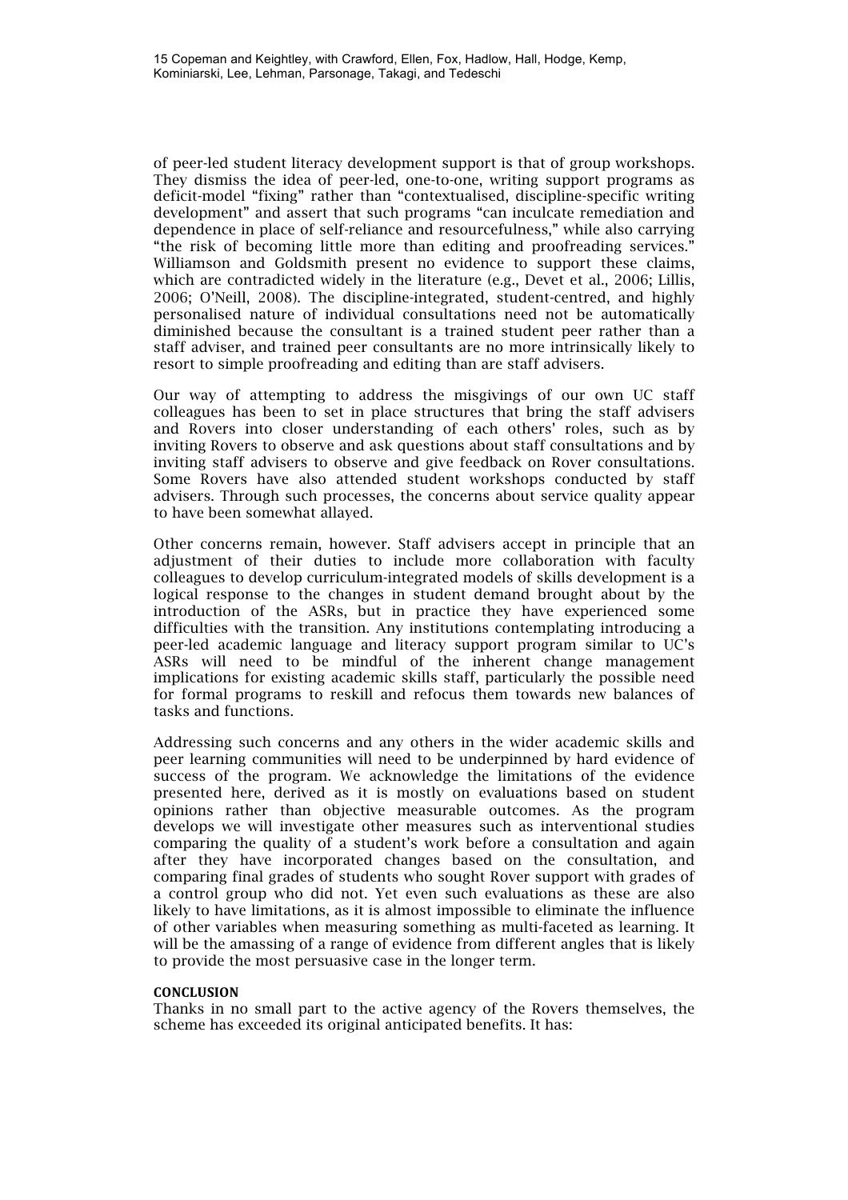of peer-led student literacy development support is that of group workshops. They dismiss the idea of peer-led, one-to-one, writing support programs as deficit-model "fixing" rather than "contextualised, discipline-specific writing development" and assert that such programs "can inculcate remediation and dependence in place of self-reliance and resourcefulness," while also carrying "the risk of becoming little more than editing and proofreading services." Williamson and Goldsmith present no evidence to support these claims, which are contradicted widely in the literature (e.g., Devet et al., 2006; Lillis, 2006; O'Neill, 2008). The discipline-integrated, student-centred, and highly personalised nature of individual consultations need not be automatically diminished because the consultant is a trained student peer rather than a staff adviser, and trained peer consultants are no more intrinsically likely to resort to simple proofreading and editing than are staff advisers.

Our way of attempting to address the misgivings of our own UC staff colleagues has been to set in place structures that bring the staff advisers and Rovers into closer understanding of each others' roles, such as by inviting Rovers to observe and ask questions about staff consultations and by inviting staff advisers to observe and give feedback on Rover consultations. Some Rovers have also attended student workshops conducted by staff advisers. Through such processes, the concerns about service quality appear to have been somewhat allayed.

Other concerns remain, however. Staff advisers accept in principle that an adjustment of their duties to include more collaboration with faculty colleagues to develop curriculum-integrated models of skills development is a logical response to the changes in student demand brought about by the introduction of the ASRs, but in practice they have experienced some difficulties with the transition. Any institutions contemplating introducing a peer-led academic language and literacy support program similar to UC's ASRs will need to be mindful of the inherent change management implications for existing academic skills staff, particularly the possible need for formal programs to reskill and refocus them towards new balances of tasks and functions.

Addressing such concerns and any others in the wider academic skills and peer learning communities will need to be underpinned by hard evidence of success of the program. We acknowledge the limitations of the evidence presented here, derived as it is mostly on evaluations based on student opinions rather than objective measurable outcomes. As the program develops we will investigate other measures such as interventional studies comparing the quality of a student's work before a consultation and again after they have incorporated changes based on the consultation, and comparing final grades of students who sought Rover support with grades of a control group who did not. Yet even such evaluations as these are also likely to have limitations, as it is almost impossible to eliminate the influence of other variables when measuring something as multi-faceted as learning. It will be the amassing of a range of evidence from different angles that is likely to provide the most persuasive case in the longer term.

## CONCLUSION

Thanks in no small part to the active agency of the Rovers themselves, the scheme has exceeded its original anticipated benefits. It has: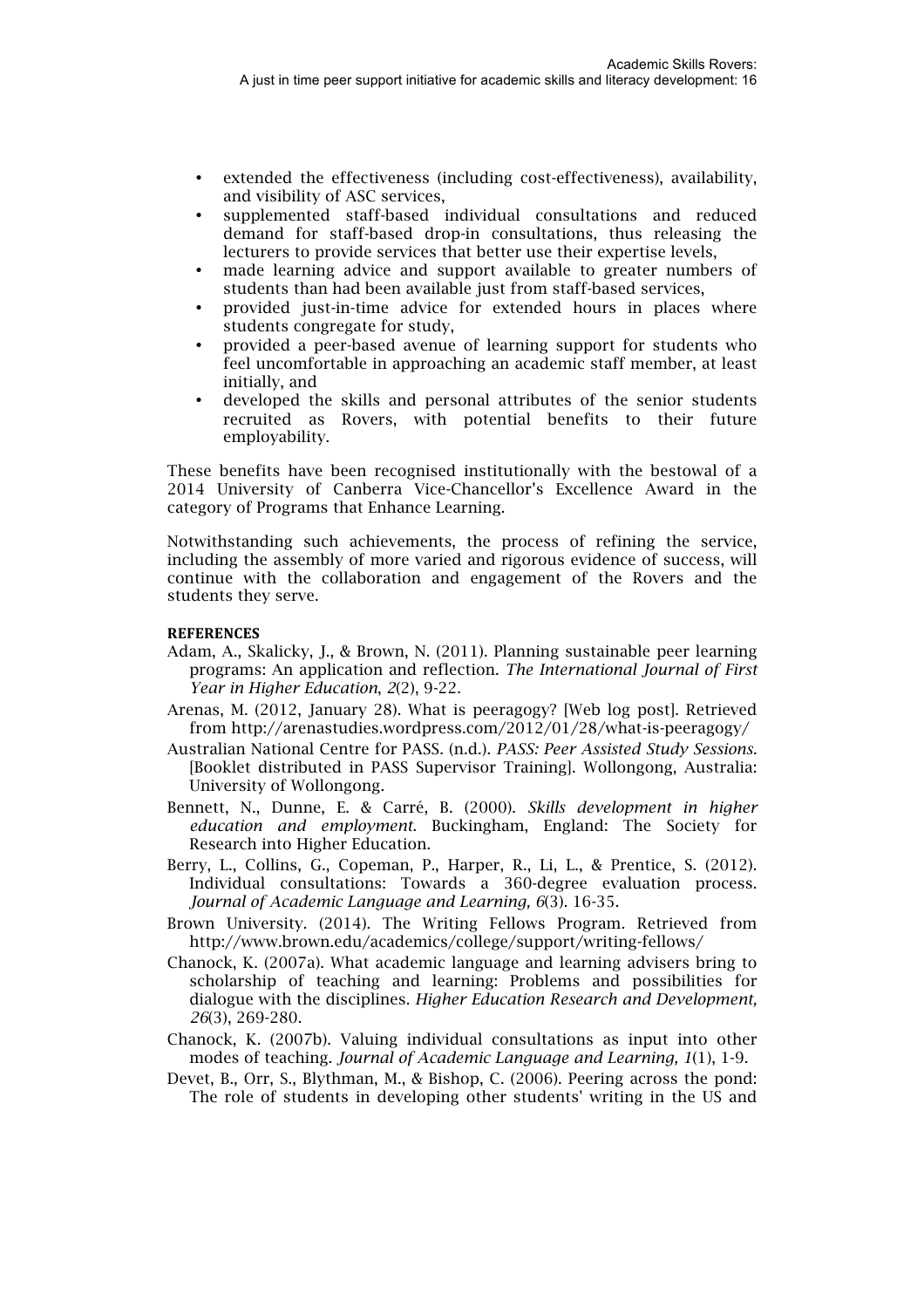- extended the effectiveness (including cost-effectiveness), availability, and visibility of ASC services,
- supplemented staff-based individual consultations and reduced demand for staff-based drop-in consultations, thus releasing the lecturers to provide services that better use their expertise levels,
- made learning advice and support available to greater numbers of students than had been available just from staff-based services,
- provided just-in-time advice for extended hours in places where students congregate for study,
- provided a peer-based avenue of learning support for students who feel uncomfortable in approaching an academic staff member, at least initially, and
- developed the skills and personal attributes of the senior students recruited as Rovers, with potential benefits to their future employability.

These benefits have been recognised institutionally with the bestowal of a 2014 University of Canberra Vice-Chancellor's Excellence Award in the category of Programs that Enhance Learning.

Notwithstanding such achievements, the process of refining the service, including the assembly of more varied and rigorous evidence of success, will continue with the collaboration and engagement of the Rovers and the students they serve.

**REFERENCES**

Adam, A., Skalicky, J., & Brown, N. (2011). Planning sustainable peer learning programs: An application and reflection. *The International Journal of First Year in Higher Education*, *2*(2), 9-22.

Arenas, M. (2012, January 28). What is peeragogy? [Web log post]. Retrieved from http://arenastudies.wordpress.com/2012/01/28/what-is-peeragogy/

Australian National Centre for PASS. (n.d.). *PASS: Peer Assisted Study Sessions.* [Booklet distributed in PASS Supervisor Training]. Wollongong, Australia: University of Wollongong.

Bennett, N., Dunne, E. & Carré, B. (2000). *Skills development in higher education and employment.* Buckingham, England: The Society for Research into Higher Education.

Berry, L., Collins, G., Copeman, P., Harper, R., Li, L., & Prentice, S. (2012). Individual consultations: Towards a 360-degree evaluation process. *Journal of Academic Language and Learning, 6*(3). 16-35.

Brown University. (2014). The Writing Fellows Program. Retrieved from http://www.brown.edu/academics/college/support/writing-fellows/

Chanock, K. (2007a). What academic language and learning advisers bring to scholarship of teaching and learning: Problems and possibilities for dialogue with the disciplines. *Higher Education Research and Development, 26*(3), 269-280.

Chanock, K. (2007b). Valuing individual consultations as input into other modes of teaching. *Journal of Academic Language and Learning, 1*(1), 1-9.

Devet, B., Orr, S., Blythman, M., & Bishop, C. (2006). Peering across the pond: The role of students in developing other students' writing in the US and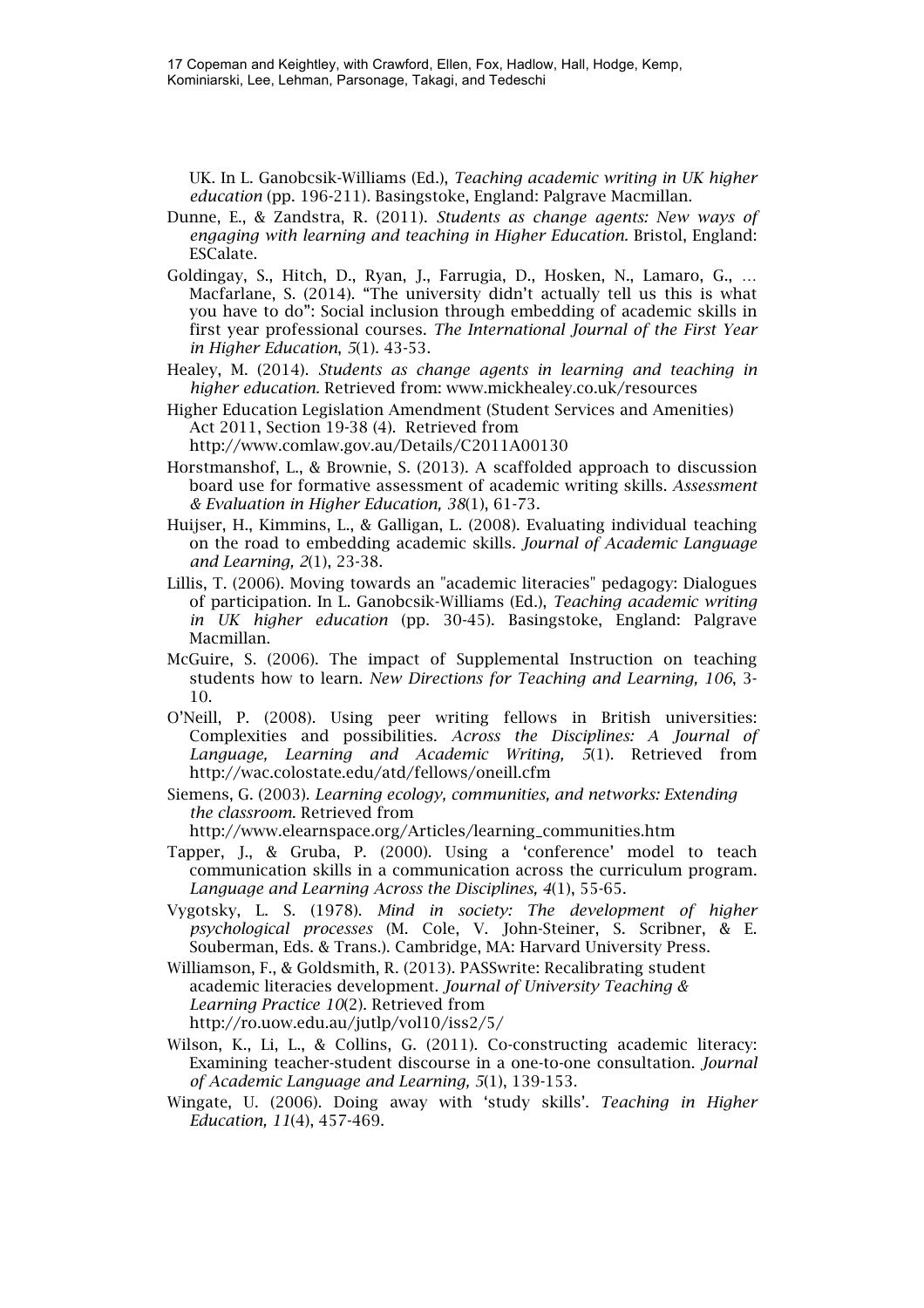UK. In L. Ganobcsik-Williams (Ed.), *Teaching academic writing in UK higher education* (pp. 196-211). Basingstoke, England: Palgrave Macmillan.

Dunne, E., & Zandstra, R. (2011). *Students as change agents: New ways of engaging with learning and teaching in Higher Education.* Bristol, England: ESCalate.

Goldingay, S., Hitch, D., Ryan, J., Farrugia, D., Hosken, N., Lamaro, G., … Macfarlane, S. (2014). "The university didn't actually tell us this is what you have to do": Social inclusion through embedding of academic skills in first year professional courses. *The International Journal of the First Year in Higher Education*, *5*(1). 43-53.

Healey, M. (2014). *Students as change agents in learning and teaching in higher education.* Retrieved from: www.mickhealey.co.uk/resources

Higher Education Legislation Amendment (Student Services and Amenities) Act 2011, Section 19-38 (4). Retrieved from http://www.comlaw.gov.au/Details/C2011A00130

Horstmanshof, L., & Brownie, S. (2013). A scaffolded approach to discussion board use for formative assessment of academic writing skills. *Assessment & Evaluation in Higher Education, 38*(1), 61-73.

Huijser, H., Kimmins, L., & Galligan, L. (2008). Evaluating individual teaching on the road to embedding academic skills. *Journal of Academic Language and Learning, 2*(1), 23-38.

Lillis, T. (2006). Moving towards an "academic literacies" pedagogy: Dialogues of participation. In L. Ganobcsik-Williams (Ed.), *Teaching academic writing in UK higher education* (pp. 30-45). Basingstoke, England: Palgrave Macmillan.

McGuire, S. (2006). The impact of Supplemental Instruction on teaching students how to learn. *New Directions for Teaching and Learning, 106*, 3-10.

O'Neill, P. (2008). Using peer writing fellows in British universities: Complexities and possibilities. *Across the Disciplines: A Journal of Language, Learning and Academic Writing, 5*(1). Retrieved from http://wac.colostate.edu/atd/fellows/oneill.cfm

Siemens, G. (2003). *Learning ecology, communities, and networks: Extending the classroom.* Retrieved from http://www.elearnspace.org/Articles/learning_communities.htm

Tapper, J., & Gruba, P. (2000). Using a 'conference' model to teach communication skills in a communication across the curriculum program. *Language and Learning Across the Disciplines, 4*(1), 55-65.

Vygotsky, L. S. (1978). *Mind in society: The development of higher psychological processes* (M. Cole, V. John-Steiner, S. Scribner, & E. Souberman, Eds. & Trans.). Cambridge, MA: Harvard University Press.

Williamson, F., & Goldsmith, R. (2013). PASSwrite: Recalibrating student academic literacies development. *Journal of University Teaching & Learning Practice 10*(2). Retrieved from http://ro.uow.edu.au/jutlp/vol10/iss2/5/

Wilson, K., Li, L., & Collins, G. (2011). Co-constructing academic literacy: Examining teacher-student discourse in a one-to-one consultation. *Journal of Academic Language and Learning, 5*(1), 139-153.

Wingate, U. (2006). Doing away with 'study skills'. *Teaching in Higher Education, 11*(4), 457-469.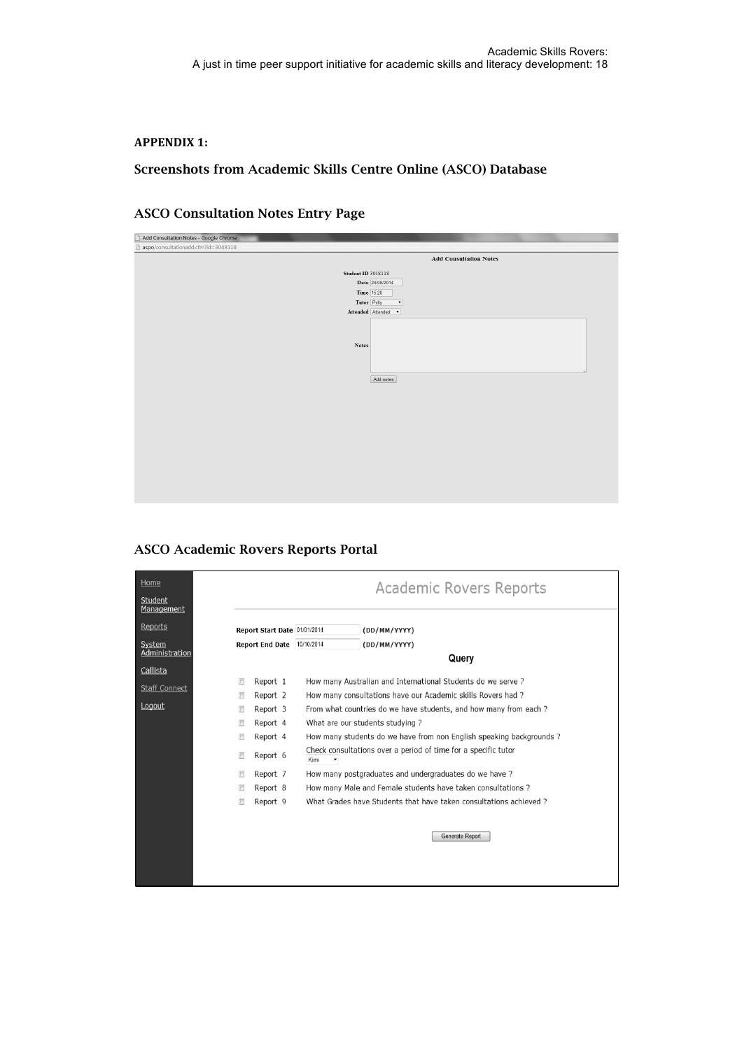**APPENDIX 1:**

## Screenshots from Academic Skills Centre Online (ASCO) Database

### ASCO Consultation Notes Entry Page

Add Consultation Notes - Google Chrome

aspo/consultationadd.cfm?id=3048118

**Add Consultation Notes**

**Student ID** 3048118

**Date** 20/08/2014

**Time** 15:20

**Tutor** Polly

**Attended** Attended

**Notes**

Add notes

### ASCO Academic Rovers Reports Portal

Home

Student Management

Reports

System Administration

Callista

Staff Connect

Logout

Academic Rovers Reports

**Report Start Date** 01/01/2014 **(DD/MM/YYYY)**

**Report End Date** 10/10/2014 **(DD/MM/YYYY)**

**Query**

- Report 1 How many Australian and International Students do we serve ?
- Report 2 How many consultations have our Academic skills Rovers had ?
- Report 3 From what countries do we have students, and how many from each ?
- Report 4 What are our students studying ?
- Report 4 How many students do we have from non English speaking backgrounds ?
- Report 6 Check consultations over a period of time for a specific tutor Kimi
- Report 7 How many postgraduates and undergraduates do we have ?
- Report 8 How many Male and Female students have taken consultations ?
- Report 9 What Grades have Students that have taken consultations achieved ?

Generate Report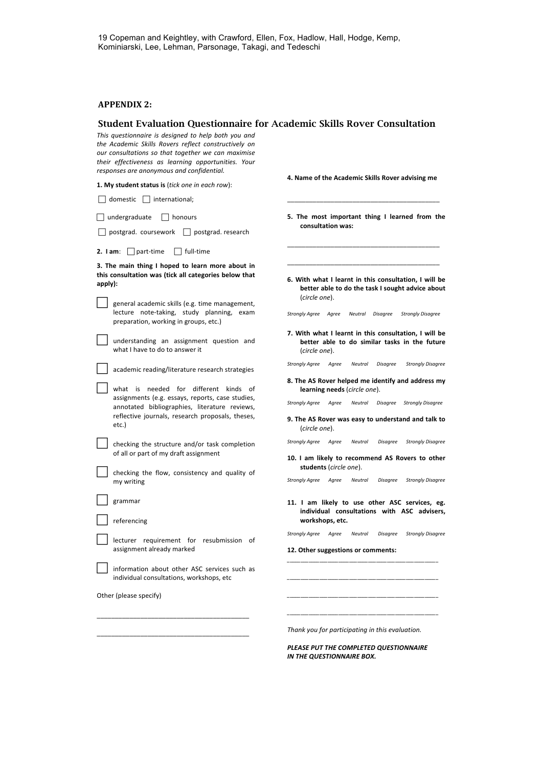## APPENDIX 2:

## Student Evaluation Questionnaire for Academic Skills Rover Consultation

*This questionnaire is designed to help both you and the Academic Skills Rovers reflect constructively on our consultations so that together we can maximise their effectiveness as learning opportunities. Your responses are anonymous and confidential.*

**1. My student status is** (*tick one in each row*):

☐ domestic ☐ international;

☐ undergraduate ☐ honours

☐ postgrad. coursework ☐ postgrad. research

**2. I am**: ☐ part-time ☐ full-time

**3. The main thing I hoped to learn more about in this consultation was (tick all categories below that apply):**

☐ general academic skills (e.g. time management, lecture note-taking, study planning, exam preparation, working in groups, etc.)

☐ understanding an assignment question and what I have to do to answer it

☐ academic reading/literature research strategies

☐ what is needed for different kinds of assignments (e.g. essays, reports, case studies, annotated bibliographies, literature reviews, reflective journals, research proposals, theses, etc.)

☐ checking the structure and/or task completion of all or part of my draft assignment

☐ checking the flow, consistency and quality of my writing

☐ grammar

☐ referencing

☐ lecturer requirement for resubmission of assignment already marked

☐ information about other ASC services such as individual consultations, workshops, etc

Other (please specify)

\_\_\_\_\_\_\_\_\_\_\_\_\_\_\_\_\_\_\_\_\_\_\_\_\_\_\_\_\_\_\_\_\_\_\_\_\_\_\_\_

\_\_\_\_\_\_\_\_\_\_\_\_\_\_\_\_\_\_\_\_\_\_\_\_\_\_\_\_\_\_\_\_\_\_\_\_\_\_\_\_

**4. Name of the Academic Skills Rover advising me**

\_\_\_\_\_\_\_\_\_\_\_\_\_\_\_\_\_\_\_\_\_\_\_\_\_\_\_\_\_\_\_\_\_\_\_\_\_\_\_\_

**5. The most important thing I learned from the consultation was:**

\_\_\_\_\_\_\_\_\_\_\_\_\_\_\_\_\_\_\_\_\_\_\_\_\_\_\_\_\_\_\_\_\_\_\_\_\_\_\_\_

\_\_\_\_\_\_\_\_\_\_\_\_\_\_\_\_\_\_\_\_\_\_\_\_\_\_\_\_\_\_\_\_\_\_\_\_\_\_\_\_

**6. With what I learnt in this consultation, I will be better able to do the task I sought advice about** (*circle one*).

*Strongly Agree Agree Neutral Disagree Strongly Disagree*

**7. With what I learnt in this consultation, I will be better able to do similar tasks in the future** (*circle one*).

*Strongly Agree Agree Neutral Disagree Strongly Disagree*

**8. The AS Rover helped me identify and address my learning needs** (*circle one*).

*Strongly Agree Agree Neutral Disagree Strongly Disagree*

**9. The AS Rover was easy to understand and talk to** (*circle one*).

*Strongly Agree Agree Neutral Disagree Strongly Disagree*

**10. I am likely to recommend AS Rovers to other students** (*circle one*).

*Strongly Agree Agree Neutral Disagree Strongly Disagree*

**11. I am likely to use other ASC services, eg. individual consultations with ASC advisers, workshops, etc.**

*Strongly Agree Agree Neutral Disagree Strongly Disagree*

**12. Other suggestions or comments:**

\_\_\_\_\_\_\_\_\_\_\_\_\_\_\_\_\_\_\_\_\_\_\_\_\_\_\_\_\_\_\_\_\_\_\_\_\_\_\_\_

\_\_\_\_\_\_\_\_\_\_\_\_\_\_\_\_\_\_\_\_\_\_\_\_\_\_\_\_\_\_\_\_\_\_\_\_\_\_\_\_

\_\_\_\_\_\_\_\_\_\_\_\_\_\_\_\_\_\_\_\_\_\_\_\_\_\_\_\_\_\_\_\_\_\_\_\_\_\_\_\_

\_\_\_\_\_\_\_\_\_\_\_\_\_\_\_\_\_\_\_\_\_\_\_\_\_\_\_\_\_\_\_\_\_\_\_\_\_\_\_\_

*Thank you for participating in this evaluation.*

***PLEASE PUT THE COMPLETED QUESTIONNAIRE IN THE QUESTIONNAIRE BOX.***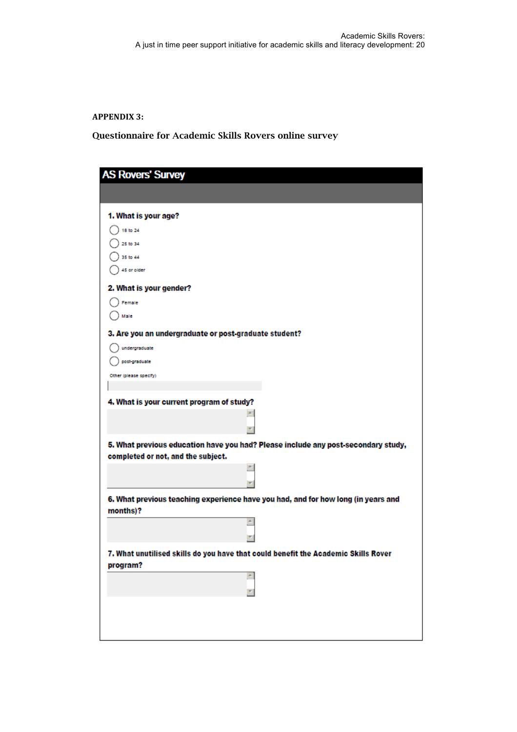**APPENDIX 3:**

**Questionnaire for Academic Skills Rovers online survey**

## AS Rovers' Survey

**1. What is your age?**

- 18 to 24
- 25 to 34
- 35 to 44
- 45 or older

**2. What is your gender?**

- Female
- Male

**3. Are you an undergraduate or post-graduate student?**

- undergraduate
- post-graduate

Other (please specify)

**4. What is your current program of study?**

**5. What previous education have you had? Please include any post-secondary study, completed or not, and the subject.**

**6. What previous teaching experience have you had, and for how long (in years and months)?**

**7. What unutilised skills do you have that could benefit the Academic Skills Rover program?**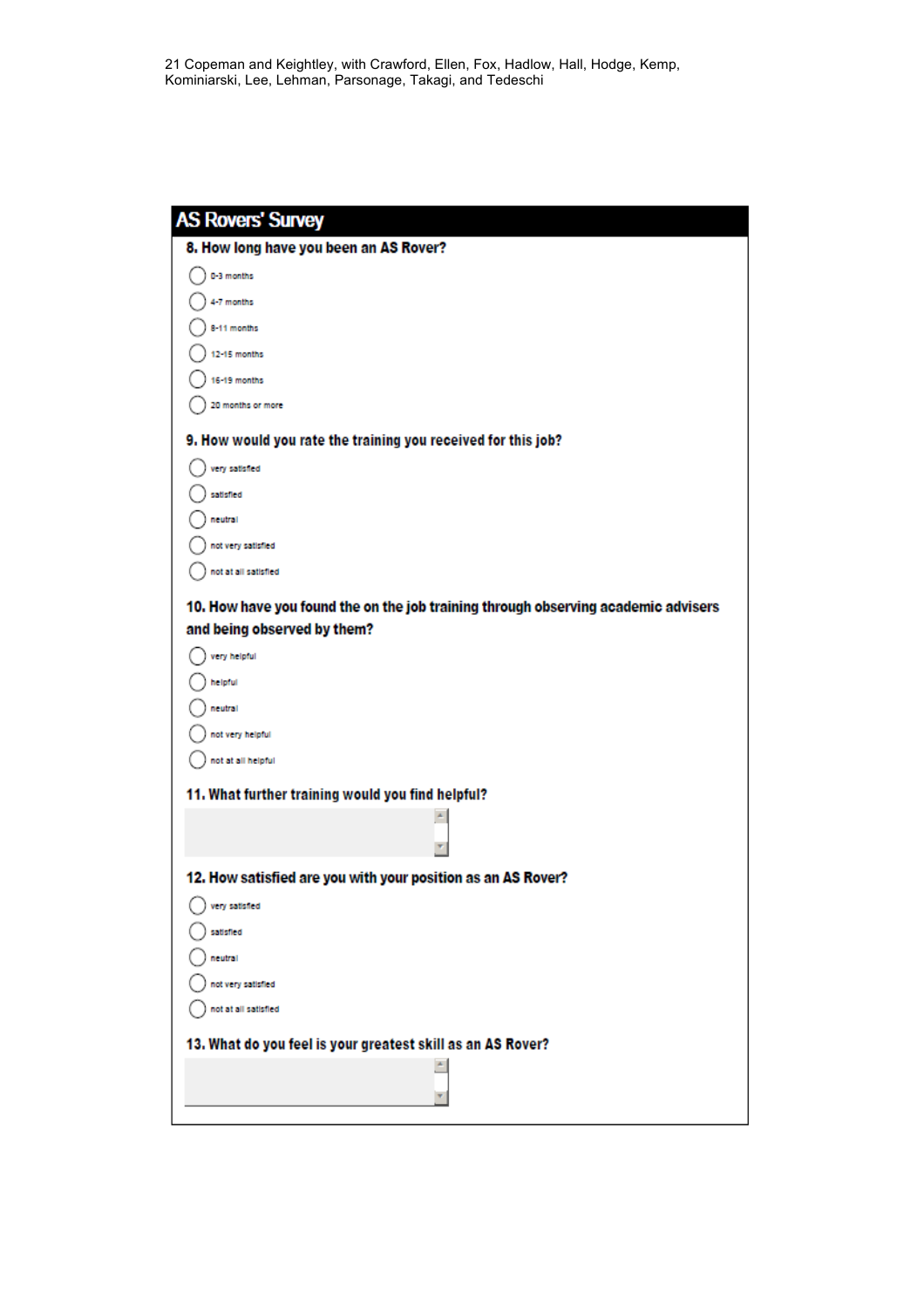## AS Rovers' Survey

**8. How long have you been an AS Rover?**

- 0-3 months
- 4-7 months
- 8-11 months
- 12-15 months
- 16-19 months
- 20 months or more

**9. How would you rate the training you received for this job?**

- very satisfied
- satisfied
- neutral
- not very satisfied
- not at all satisfied

**10. How have you found the on the job training through observing academic advisers and being observed by them?**

- very helpful
- helpful
- neutral
- not very helpful
- not at all helpful

**11. What further training would you find helpful?**

**12. How satisfied are you with your position as an AS Rover?**

- very satisfied
- satisfied
- neutral
- not very satisfied
- not at all satisfied

**13. What do you feel is your greatest skill as an AS Rover?**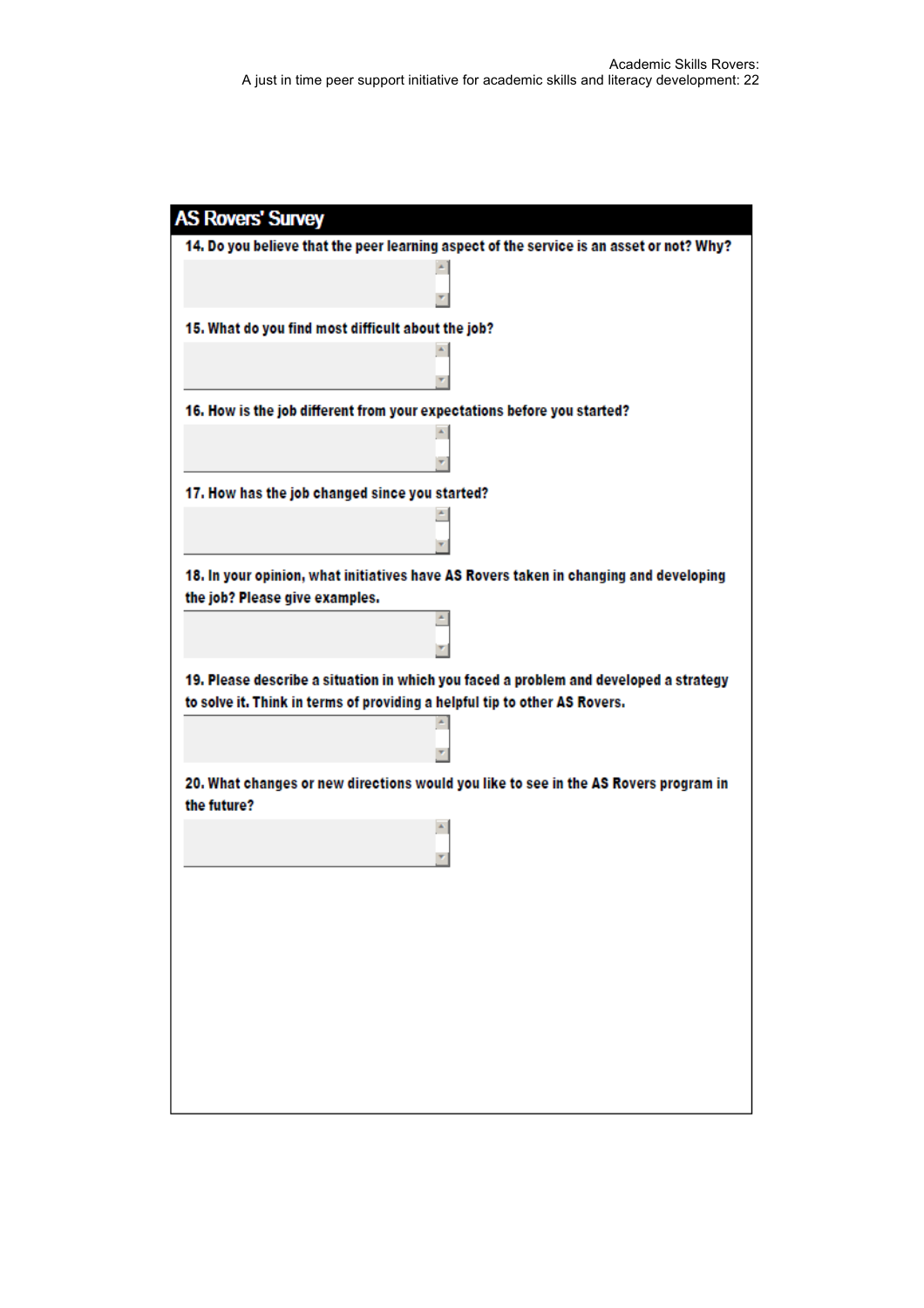## AS Rovers' Survey

**14. Do you believe that the peer learning aspect of the service is an asset or not? Why?**

**15. What do you find most difficult about the job?**

**16. How is the job different from your expectations before you started?**

**17. How has the job changed since you started?**

**18. In your opinion, what initiatives have AS Rovers taken in changing and developing the job? Please give examples.**

**19. Please describe a situation in which you faced a problem and developed a strategy to solve it. Think in terms of providing a helpful tip to other AS Rovers.**

**20. What changes or new directions would you like to see in the AS Rovers program in the future?**